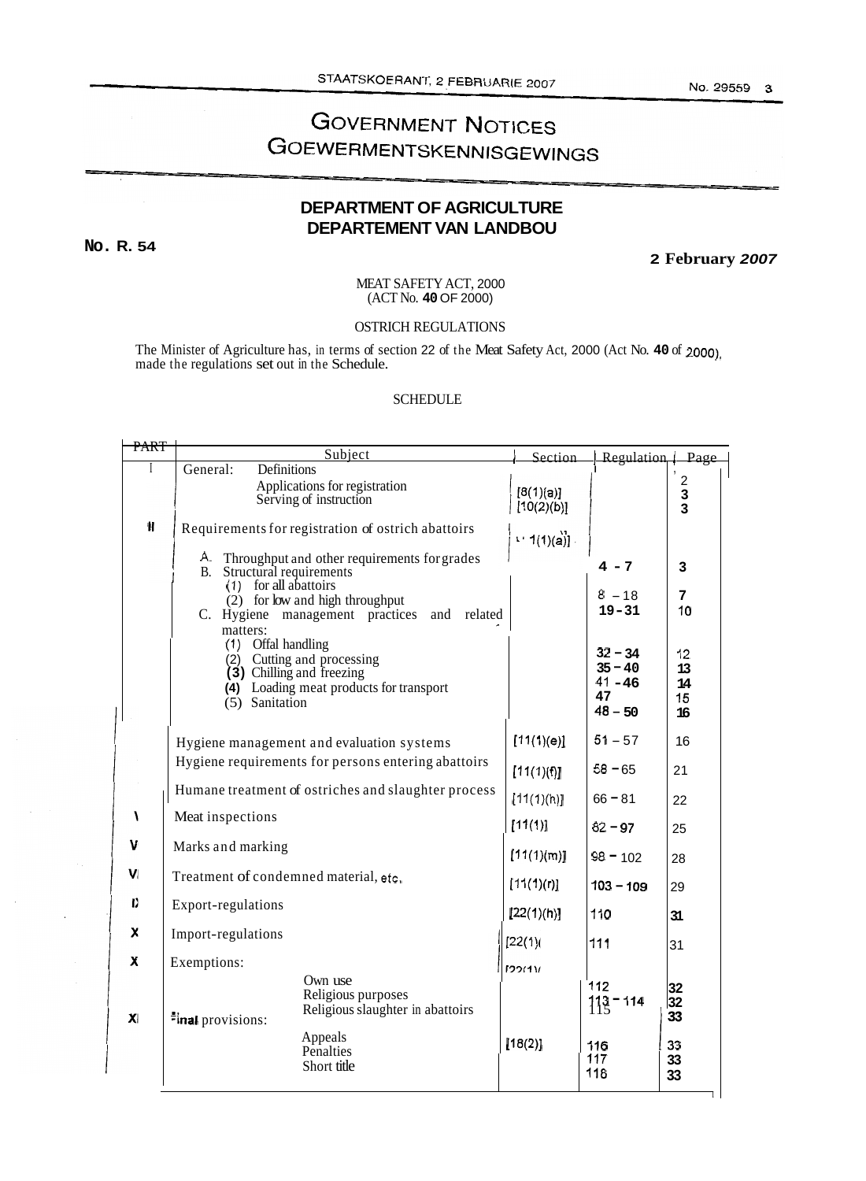# GOVERNMENT NOTICES
# GOEWERMENTSKENNISGEWINGS

## DEPARTMENT OF AGRICULTURE
## DEPARTEMENT VAN LANDBOU

**No. R. 54** **2 February 2007**

MEAT SAFETY ACT, 2000
(ACT No. 40 OF 2000)

OSTRICH REGULATIONS

The Minister of Agriculture has, in terms of section 22 of the Meat Safety Act, 2000 (Act No. 40 of 2000), made the regulations set out in the Schedule.

SCHEDULE

| PART | Subject | Section | Regulation | Page |
|---|---|---|---|---|
| I | General: Definitions | | | 2 |
| | Applications for registration | [8(1)(a)] | | 3 |
| | Serving of instruction | [10(2)(b)] | | 3 |
| II | Requirements for registration of ostrich abattoirs | [11(1)(a)] | | |
| | A. Throughput and other requirements for grades | | 4 - 7 | 3 |
| | B. Structural requirements | | | |
| | (1) for all abattoirs | | 8 – 18 | 7 |
| | (2) for low and high throughput | | 19 - 31 | 10 |
| | C. Hygiene management practices and related matters: | | | |
| | (1) Offal handling | | 32 – 34 | 12 |
| | (2) Cutting and processing | | 35 – 40 | 13 |
| | (3) Chilling and freezing | | 41 - 46 | 14 |
| | (4) Loading meat products for transport | | 47 | 15 |
| | (5) Sanitation | | 48 – 50 | 16 |
| | Hygiene management and evaluation systems | [11(1)(e)] | 51 – 57 | 16 |
| | Hygiene requirements for persons entering abattoirs | [11(1)(f)] | 58 – 65 | 21 |
| | Humane treatment of ostriches and slaughter process | [11(1)(h)] | 66 – 81 | 22 |
| \ | Meat inspections | [11(1)] | 82 – 97 | 25 |
| V | Marks and marking | [11(1)(m)] | 98 – 102 | 28 |
| VI | Treatment of condemned material, etc. | [11(1)(r)] | 103 – 109 | 29 |
| D | Export-regulations | [22(1)(h)] | 110 | 31 |
| X | Import-regulations | [22(1)( | 111 | 31 |
| X | Exemptions: | [22(1)( | | |
| | Own use | | 112 | 32 |
| | Religious purposes | | 113 – 114 | 32 |
| | Religious slaughter in abattoirs | | 115 | 33 |
| XI | Final provisions: | | | |
| | Appeals | [18(2)] | 116 | 33 |
| | Penalties | | 117 | 33 |
| | Short title | | 118 | 33 |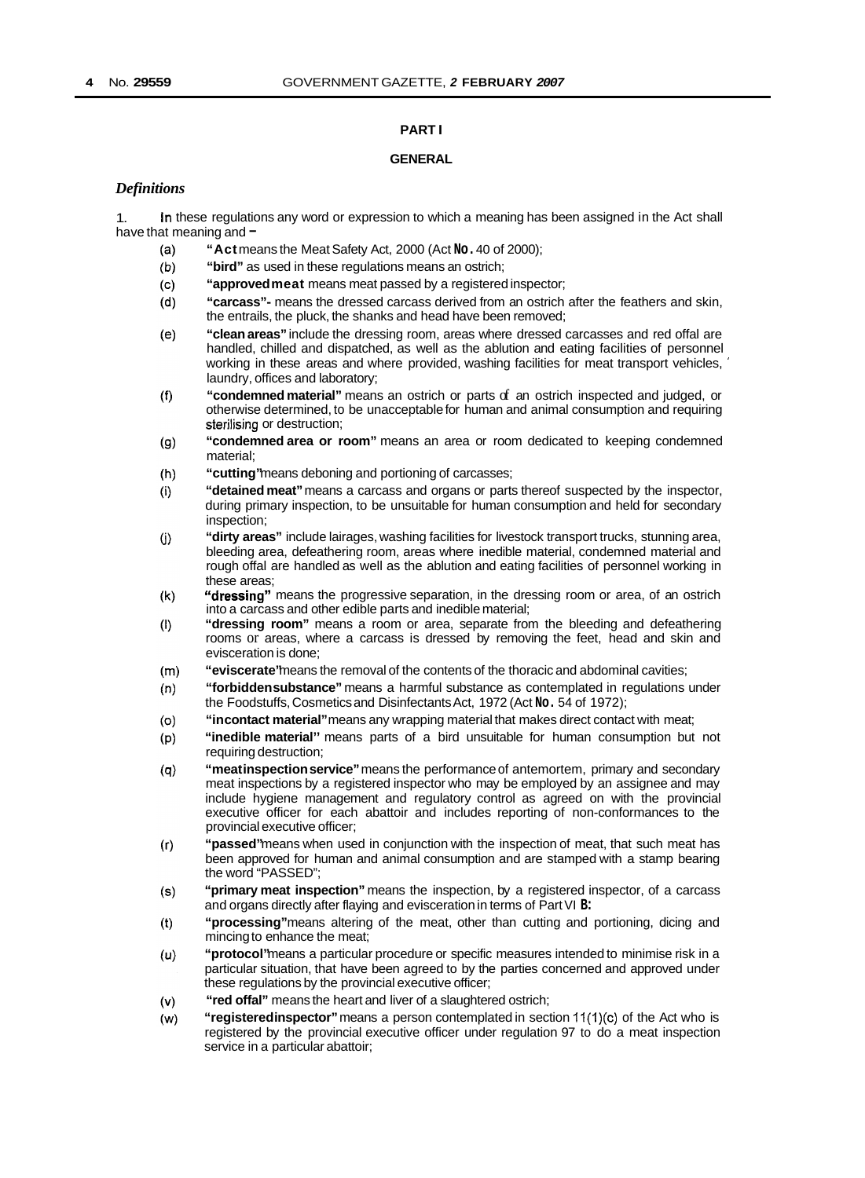## PART I

## GENERAL

### *Definitions*

1. In these regulations any word or expression to which a meaning has been assigned in the Act shall have that meaning and –

(a) **"Act** means the Meat Safety Act, 2000 (Act No. 40 of 2000);

(b) **"bird"** as used in these regulations means an ostrich;

(c) **"approved meat** means meat passed by a registered inspector;

(d) **"carcass"**- means the dressed carcass derived from an ostrich after the feathers and skin, the entrails, the pluck, the shanks and head have been removed;

(e) **"clean areas"** include the dressing room, areas where dressed carcasses and red offal are handled, chilled and dispatched, as well as the ablution and eating facilities of personnel working in these areas and where provided, washing facilities for meat transport vehicles, laundry, offices and laboratory;

(f) **"condemned material"** means an ostrich or parts of an ostrich inspected and judged, or otherwise determined, to be unacceptable for human and animal consumption and requiring sterilising or destruction;

(g) **"condemned area or room"** means an area or room dedicated to keeping condemned material;

(h) **"cutting"** means deboning and portioning of carcasses;

(i) **"detained meat"** means a carcass and organs or parts thereof suspected by the inspector, during primary inspection, to be unsuitable for human consumption and held for secondary inspection;

(j) **"dirty areas"** include lairages, washing facilities for livestock transport trucks, stunning area, bleeding area, defeathering room, areas where inedible material, condemned material and rough offal are handled as well as the ablution and eating facilities of personnel working in these areas;

(k) **"dressing"** means the progressive separation, in the dressing room or area, of an ostrich into a carcass and other edible parts and inedible material;

(l) **"dressing room"** means a room or area, separate from the bleeding and defeathering rooms or areas, where a carcass is dressed by removing the feet, head and skin and evisceration is done;

(m) **"eviscerate"** means the removal of the contents of the thoracic and abdominal cavities;

(n) **"forbidden substance"** means a harmful substance as contemplated in regulations under the Foodstuffs, Cosmetics and Disinfectants Act, 1972 (Act No. 54 of 1972);

(o) **"in contact material"** means any wrapping material that makes direct contact with meat;

(p) **"inedible material"** means parts of a bird unsuitable for human consumption but not requiring destruction;

(q) **"meat inspection service"** means the performance of antemortem, primary and secondary meat inspections by a registered inspector who may be employed by an assignee and may include hygiene management and regulatory control as agreed on with the provincial executive officer for each abattoir and includes reporting of non-conformances to the provincial executive officer;

(r) **"passed"** means when used in conjunction with the inspection of meat, that such meat has been approved for human and animal consumption and are stamped with a stamp bearing the word "PASSED";

(s) **"primary meat inspection"** means the inspection, by a registered inspector, of a carcass and organs directly after flaying and evisceration in terms of Part VI B:

(t) **"processing"** means altering of the meat, other than cutting and portioning, dicing and mincing to enhance the meat;

(u) **"protocol"** means a particular procedure or specific measures intended to minimise risk in a particular situation, that have been agreed to by the parties concerned and approved under these regulations by the provincial executive officer;

(v) **"red offal"** means the heart and liver of a slaughtered ostrich;

(w) **"registered inspector"** means a person contemplated in section 11(1)(c) of the Act who is registered by the provincial executive officer under regulation 97 to do a meat inspection service in a particular abattoir;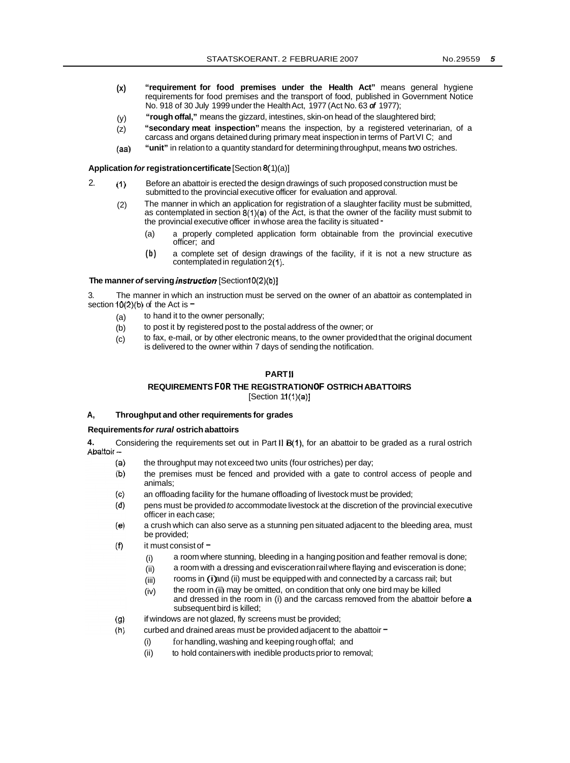(x) **"requirement for food premises under the Health Act"** means general hygiene requirements for food premises and the transport of food, published in Government Notice No. 918 of 30 July 1999 under the Health Act, 1977 (Act No. 63 *of* 1977);

(y) **"rough offal,"** means the gizzard, intestines, skin-on head of the slaughtered bird;

(z) **"secondary meat inspection"** means the inspection, by a registered veterinarian, of a carcass and organs detained during primary meat inspection in terms of Part VI C; and

(aa) **"unit"** in relation to a quantity standard for determining throughput, means two ostriches.

**Application *for* registration certificate** [Section 8(1)(a)]

2. (1) Before an abattoir is erected the design drawings of such proposed construction must be submitted to the provincial executive officer for evaluation and approval.

(2) The manner in which an application for registration of a slaughter facility must be submitted, as contemplated in section 8(1)(a) of the Act, is that the owner of the facility must submit to the provincial executive officer in whose area the facility is situated -

(a) a properly completed application form obtainable from the provincial executive officer; and

(b) a complete set of design drawings of the facility, if it is not a new structure as contemplated in regulation 2(1).

**The manner *of* serving *instruction*** [Section 10(2)(b)]

3. The manner in which an instruction must be served on the owner of an abattoir as contemplated in section 10(2)(b) of the Act is -

(a) to hand it to the owner personally;

(b) to post it by registered post to the postal address of the owner; or

(c) to fax, e-mail, or by other electronic means, to the owner provided that the original document is delivered to the owner within 7 days of sending the notification.

## PART II

## REQUIREMENTS FOR THE REGISTRATION OF OSTRICH ABATTOIRS

[Section 11(1)(a)]

### A, Throughput and other requirements for grades

**Requirements *for rural* ostrich abattoirs**

**4.** Considering the requirements set out in Part II B(1), for an abattoir to be graded as a rural ostrich Abattoir -

(a) the throughput may not exceed two units (four ostriches) per day;

(b) the premises must be fenced and provided with a gate to control access of people and animals;

(c) an offloading facility for the humane offloading of livestock must be provided;

(d) pens must be provided *to* accommodate livestock at the discretion of the provincial executive officer in each case;

(e) a crush which can also serve as a stunning pen situated adjacent to the bleeding area, must be provided;

(f) it must consist of -

(i) a room where stunning, bleeding in a hanging position and feather removal is done;

(ii) a room with a dressing and evisceration rail where flaying and evisceration is done;

(iii) rooms in (i) and (ii) must be equipped with and connected by a carcass rail; but

(iv) the room in (ii) may be omitted, on condition that only one bird may be killed and dressed in the room in (i) and the carcass removed from the abattoir before **a** subsequent bird is killed;

(g) if windows are not glazed, fly screens must be provided;

(h) curbed and drained areas must be provided adjacent to the abattoir -

(i) for handling, washing and keeping rough offal; and

(ii) to hold containers with inedible products prior to removal;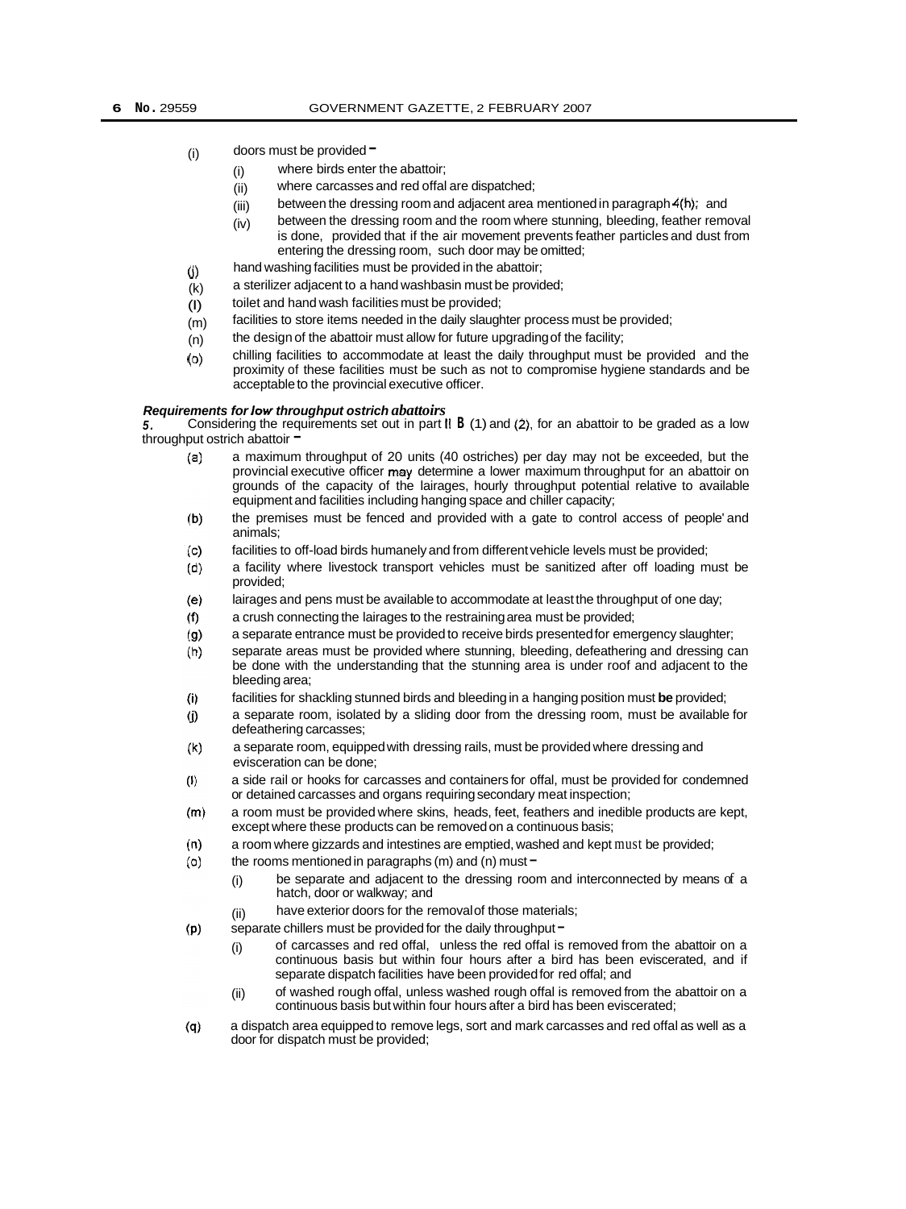(i) doors must be provided –

  (i) where birds enter the abattoir;

  (ii) where carcasses and red offal are dispatched;

  (iii) between the dressing room and adjacent area mentioned in paragraph 4(h); and

  (iv) between the dressing room and the room where stunning, bleeding, feather removal is done, provided that if the air movement prevents feather particles and dust from entering the dressing room, such door may be omitted;

(j) hand washing facilities must be provided in the abattoir;

(k) a sterilizer adjacent to a hand washbasin must be provided;

(l) toilet and hand wash facilities must be provided;

(m) facilities to store items needed in the daily slaughter process must be provided;

(n) the design of the abattoir must allow for future upgrading of the facility;

(o) chilling facilities to accommodate at least the daily throughput must be provided and the proximity of these facilities must be such as not to compromise hygiene standards and be acceptable to the provincial executive officer.

***Requirements for low throughput ostrich abattoirs***

**5.** Considering the requirements set out in part II B (1) and (2), for an abattoir to be graded as a low throughput ostrich abattoir –

(a) a maximum throughput of 20 units (40 ostriches) per day may not be exceeded, but the provincial executive officer may determine a lower maximum throughput for an abattoir on grounds of the capacity of the lairages, hourly throughput potential relative to available equipment and facilities including hanging space and chiller capacity;

(b) the premises must be fenced and provided with a gate to control access of people' and animals;

(c) facilities to off-load birds humanely and from different vehicle levels must be provided;

(d) a facility where livestock transport vehicles must be sanitized after off loading must be provided;

(e) lairages and pens must be available to accommodate at least the throughput of one day;

(f) a crush connecting the lairages to the restraining area must be provided;

(g) a separate entrance must be provided to receive birds presented for emergency slaughter;

(h) separate areas must be provided where stunning, bleeding, defeathering and dressing can be done with the understanding that the stunning area is under roof and adjacent to the bleeding area;

(i) facilities for shackling stunned birds and bleeding in a hanging position must **be** provided;

(j) a separate room, isolated by a sliding door from the dressing room, must be available for defeathering carcasses;

(k) a separate room, equipped with dressing rails, must be provided where dressing and evisceration can be done;

(l) a side rail or hooks for carcasses and containers for offal, must be provided for condemned or detained carcasses and organs requiring secondary meat inspection;

(m) a room must be provided where skins, heads, feet, feathers and inedible products are kept, except where these products can be removed on a continuous basis;

(n) a room where gizzards and intestines are emptied, washed and kept must be provided;

(o) the rooms mentioned in paragraphs (m) and (n) must –

  (i) be separate and adjacent to the dressing room and interconnected by means of a hatch, door or walkway; and

  (ii) have exterior doors for the removal of those materials;

(p) separate chillers must be provided for the daily throughput –

  (i) of carcasses and red offal, unless the red offal is removed from the abattoir on a continuous basis but within four hours after a bird has been eviscerated, and if separate dispatch facilities have been provided for red offal; and

  (ii) of washed rough offal, unless washed rough offal is removed from the abattoir on a continuous basis but within four hours after a bird has been eviscerated;

(q) a dispatch area equipped to remove legs, sort and mark carcasses and red offal as well as a door for dispatch must be provided;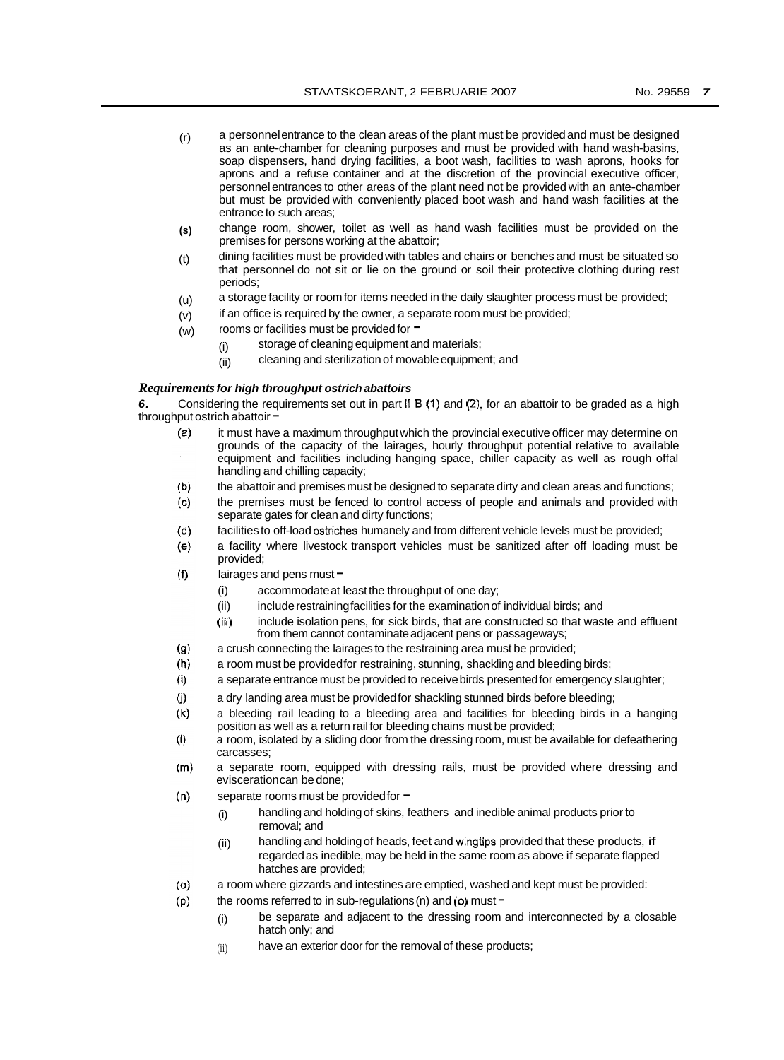(r) a personnel entrance to the clean areas of the plant must be provided and must be designed as an ante-chamber for cleaning purposes and must be provided with hand wash-basins, soap dispensers, hand drying facilities, a boot wash, facilities to wash aprons, hooks for aprons and a refuse container and at the discretion of the provincial executive officer, personnel entrances to other areas of the plant need not be provided with an ante-chamber but must be provided with conveniently placed boot wash and hand wash facilities at the entrance to such areas;

(s) change room, shower, toilet as well as hand wash facilities must be provided on the premises for persons working at the abattoir;

(t) dining facilities must be provided with tables and chairs or benches and must be situated so that personnel do not sit or lie on the ground or soil their protective clothing during rest periods;

(u) a storage facility or room for items needed in the daily slaughter process must be provided;

(v) if an office is required by the owner, a separate room must be provided;

(w) rooms or facilities must be provided for –

   (i) storage of cleaning equipment and materials;

   (ii) cleaning and sterilization of movable equipment; and

***Requirements for high throughput ostrich abattoirs***

**6.** Considering the requirements set out in part II B (1) and (2), for an abattoir to be graded as a high throughput ostrich abattoir –

(a) it must have a maximum throughput which the provincial executive officer may determine on grounds of the capacity of the lairages, hourly throughput potential relative to available equipment and facilities including hanging space, chiller capacity as well as rough offal handling and chilling capacity;

(b) the abattoir and premises must be designed to separate dirty and clean areas and functions;

(c) the premises must be fenced to control access of people and animals and provided with separate gates for clean and dirty functions;

(d) facilities to off-load ostriches humanely and from different vehicle levels must be provided;

(e) a facility where livestock transport vehicles must be sanitized after off loading must be provided;

(f) lairages and pens must –

   (i) accommodate at least the throughput of one day;

   (ii) include restraining facilities for the examination of individual birds; and

   (iii) include isolation pens, for sick birds, that are constructed so that waste and effluent from them cannot contaminate adjacent pens or passageways;

(g) a crush connecting the lairages to the restraining area must be provided;

(h) a room must be provided for restraining, stunning, shackling and bleeding birds;

(i) a separate entrance must be provided to receive birds presented for emergency slaughter;

(j) a dry landing area must be provided for shackling stunned birds before bleeding;

(k) a bleeding rail leading to a bleeding area and facilities for bleeding birds in a hanging position as well as a return rail for bleeding chains must be provided;

(l) a room, isolated by a sliding door from the dressing room, must be available for defeathering carcasses;

(m) a separate room, equipped with dressing rails, must be provided where dressing and evisceration can be done;

(n) separate rooms must be provided for –

   (i) handling and holding of skins, feathers and inedible animal products prior to removal; and

   (ii) handling and holding of heads, feet and wingtips provided that these products, if regarded as inedible, may be held in the same room as above if separate flapped hatches are provided;

(o) a room where gizzards and intestines are emptied, washed and kept must be provided:

(p) the rooms referred to in sub-regulations (n) and (o) must –

   (i) be separate and adjacent to the dressing room and interconnected by a closable hatch only; and

   (ii) have an exterior door for the removal of these products;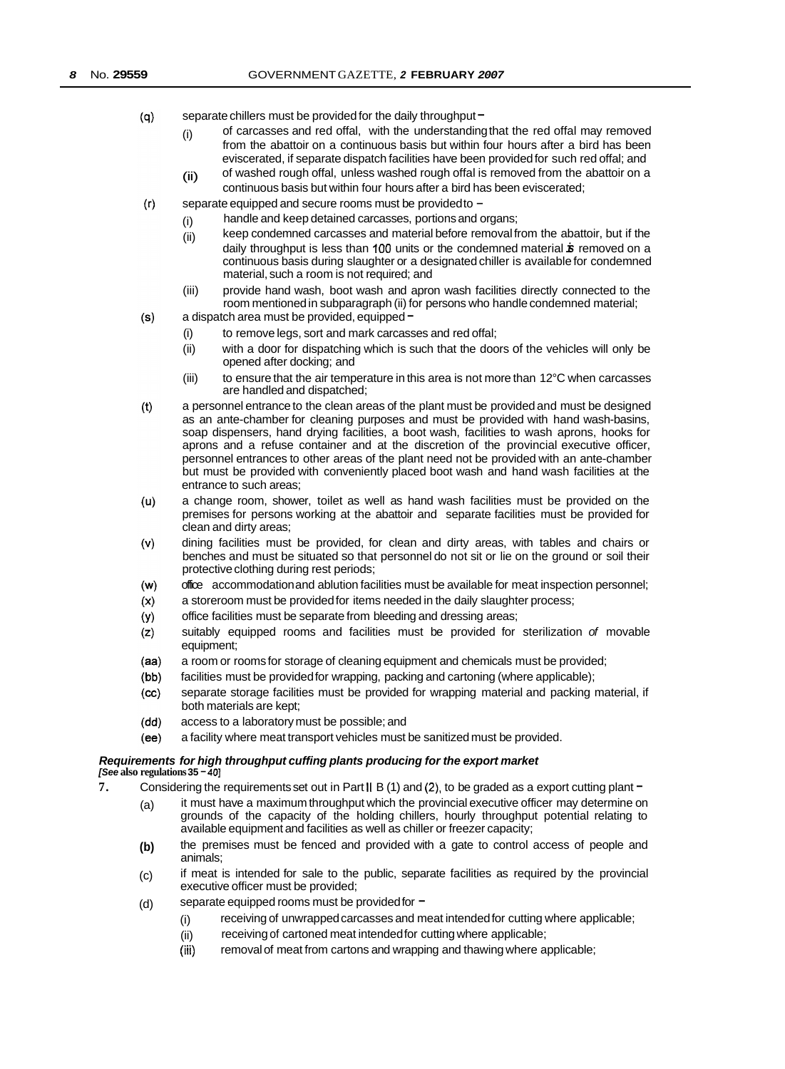(q) separate chillers must be provided for the daily throughput –

(i) of carcasses and red offal, with the understanding that the red offal may removed from the abattoir on a continuous basis but within four hours after a bird has been eviscerated, if separate dispatch facilities have been provided for such red offal; and

(ii) of washed rough offal, unless washed rough offal is removed from the abattoir on a continuous basis but within four hours after a bird has been eviscerated;

(r) separate equipped and secure rooms must be provided to –

(i) handle and keep detained carcasses, portions and organs;

(ii) keep condemned carcasses and material before removal from the abattoir, but if the daily throughput is less than 100 units or the condemned material is removed on a continuous basis during slaughter or a designated chiller is available for condemned material, such a room is not required; and

(iii) provide hand wash, boot wash and apron wash facilities directly connected to the room mentioned in subparagraph (ii) for persons who handle condemned material;

(s) a dispatch area must be provided, equipped –

(i) to remove legs, sort and mark carcasses and red offal;

(ii) with a door for dispatching which is such that the doors of the vehicles will only be opened after docking; and

(iii) to ensure that the air temperature in this area is not more than 12°C when carcasses are handled and dispatched;

(t) a personnel entrance to the clean areas of the plant must be provided and must be designed as an ante-chamber for cleaning purposes and must be provided with hand wash-basins, soap dispensers, hand drying facilities, a boot wash, facilities to wash aprons, hooks for aprons and a refuse container and at the discretion of the provincial executive officer, personnel entrances to other areas of the plant need not be provided with an ante-chamber but must be provided with conveniently placed boot wash and hand wash facilities at the entrance to such areas;

(u) a change room, shower, toilet as well as hand wash facilities must be provided on the premises for persons working at the abattoir and separate facilities must be provided for clean and dirty areas;

(v) dining facilities must be provided, for clean and dirty areas, with tables and chairs or benches and must be situated so that personnel do not sit or lie on the ground or soil their protective clothing during rest periods;

(w) office accommodation and ablution facilities must be available for meat inspection personnel;

(x) a storeroom must be provided for items needed in the daily slaughter process;

(y) office facilities must be separate from bleeding and dressing areas;

(z) suitably equipped rooms and facilities must be provided for sterilization of movable equipment;

(aa) a room or rooms for storage of cleaning equipment and chemicals must be provided;

(bb) facilities must be provided for wrapping, packing and cartoning (where applicable);

(cc) separate storage facilities must be provided for wrapping material and packing material, if both materials are kept;

(dd) access to a laboratory must be possible; and

(ee) a facility where meat transport vehicles must be sanitized must be provided.

***Requirements for high throughput cuffing plants producing for the export market***
***[See also regulations 35 – 40]***

7. Considering the requirements set out in Part II B (1) and (2), to be graded as a export cutting plant –

(a) it must have a maximum throughput which the provincial executive officer may determine on grounds of the capacity of the holding chillers, hourly throughput potential relating to available equipment and facilities as well as chiller or freezer capacity;

(b) the premises must be fenced and provided with a gate to control access of people and animals;

(c) if meat is intended for sale to the public, separate facilities as required by the provincial executive officer must be provided;

(d) separate equipped rooms must be provided for –

(i) receiving of unwrapped carcasses and meat intended for cutting where applicable;

(ii) receiving of cartoned meat intended for cutting where applicable;

(iii) removal of meat from cartons and wrapping and thawing where applicable;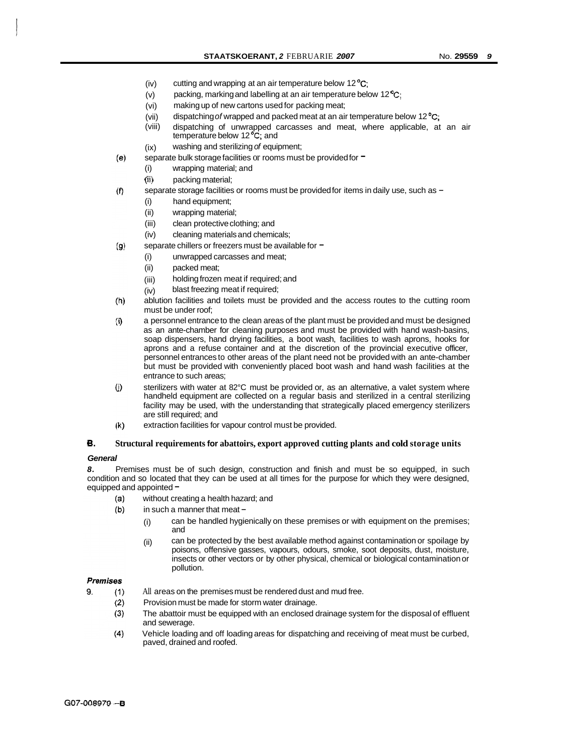(iv) cutting and wrapping at an air temperature below 12 °C;

(v) packing, marking and labelling at an air temperature below 12 °C;

(vi) making up of new cartons used for packing meat;

(vii) dispatching of wrapped and packed meat at an air temperature below 12 °C;

(viii) dispatching of unwrapped carcasses and meat, where applicable, at an air temperature below 12 °C; and

(ix) washing and sterilizing of equipment;

(e) separate bulk storage facilities or rooms must be provided for –

(i) wrapping material; and

(ii) packing material;

(f) separate storage facilities or rooms must be provided for items in daily use, such as –

(i) hand equipment;

(ii) wrapping material;

(iii) clean protective clothing; and

(iv) cleaning materials and chemicals;

(g) separate chillers or freezers must be available for –

(i) unwrapped carcasses and meat;

(ii) packed meat;

(iii) holding frozen meat if required; and

(iv) blast freezing meat if required;

(h) ablution facilities and toilets must be provided and the access routes to the cutting room must be under roof;

(i) a personnel entrance to the clean areas of the plant must be provided and must be designed as an ante-chamber for cleaning purposes and must be provided with hand wash-basins, soap dispensers, hand drying facilities, a boot wash, facilities to wash aprons, hooks for aprons and a refuse container and at the discretion of the provincial executive officer, personnel entrances to other areas of the plant need not be provided with an ante-chamber but must be provided with conveniently placed boot wash and hand wash facilities at the entrance to such areas;

(j) sterilizers with water at 82°C must be provided or, as an alternative, a valet system where handheld equipment are collected on a regular basis and sterilized in a central sterilizing facility may be used, with the understanding that strategically placed emergency sterilizers are still required; and

(k) extraction facilities for vapour control must be provided.

## B. Structural requirements for abattoirs, export approved cutting plants and cold storage units

### *General*

**8.** Premises must be of such design, construction and finish and must be so equipped, in such condition and so located that they can be used at all times for the purpose for which they were designed, equipped and appointed –

(a) without creating a health hazard; and

(b) in such a manner that meat –

(i) can be handled hygienically on these premises or with equipment on the premises; and

(ii) can be protected by the best available method against contamination or spoilage by poisons, offensive gasses, vapours, odours, smoke, soot deposits, dust, moisture, insects or other vectors or by other physical, chemical or biological contamination or pollution.

### *Premises*

**9.** (1) All areas on the premises must be rendered dust and mud free.

(2) Provision must be made for storm water drainage.

(3) The abattoir must be equipped with an enclosed drainage system for the disposal of effluent and sewerage.

(4) Vehicle loading and off loading areas for dispatching and receiving of meat must be curbed, paved, drained and roofed.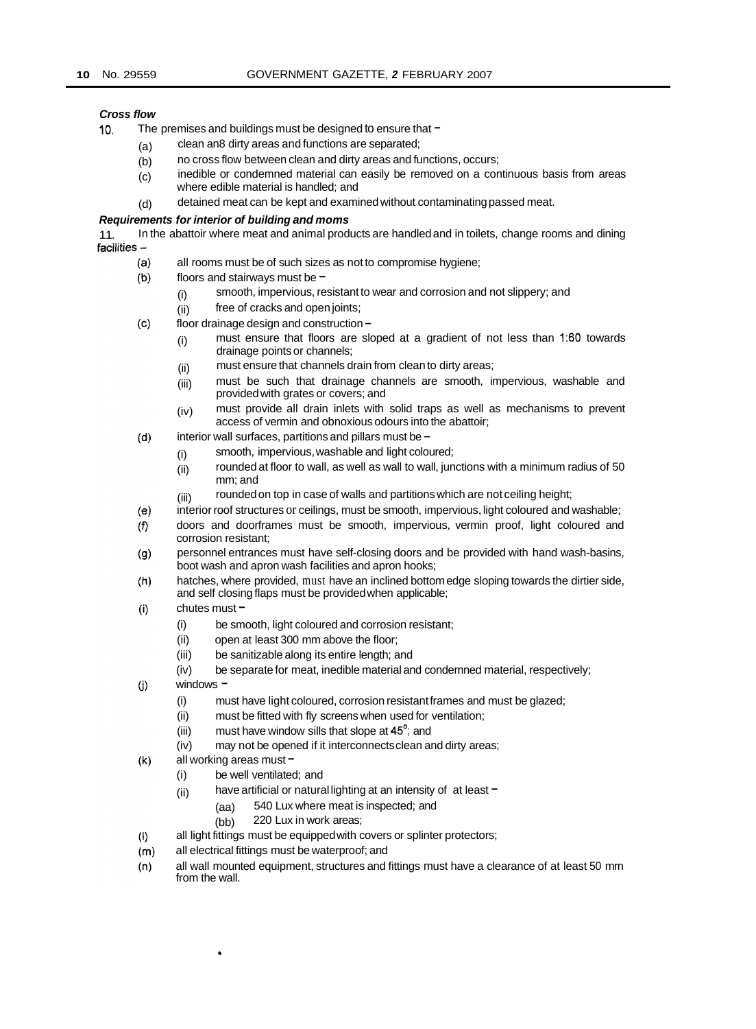***Cross flow***

10. The premises and buildings must be designed to ensure that –

(a) clean an8 dirty areas and functions are separated;

(b) no cross flow between clean and dirty areas and functions, occurs;

(c) inedible or condemned material can easily be removed on a continuous basis from areas where edible material is handled; and

(d) detained meat can be kept and examined without contaminating passed meat.

***Requirements for interior of building and moms***

11. In the abattoir where meat and animal products are handled and in toilets, change rooms and dining facilities –

(a) all rooms must be of such sizes as not to compromise hygiene;

(b) floors and stairways must be –

(i) smooth, impervious, resistant to wear and corrosion and not slippery; and

(ii) free of cracks and open joints;

(c) floor drainage design and construction –

(i) must ensure that floors are sloped at a gradient of not less than 1:60 towards drainage points or channels;

(ii) must ensure that channels drain from clean to dirty areas;

(iii) must be such that drainage channels are smooth, impervious, washable and provided with grates or covers; and

(iv) must provide all drain inlets with solid traps as well as mechanisms to prevent access of vermin and obnoxious odours into the abattoir;

(d) interior wall surfaces, partitions and pillars must be –

(i) smooth, impervious, washable and light coloured;

(ii) rounded at floor to wall, as well as wall to wall, junctions with a minimum radius of 50 mm; and

(iii) rounded on top in case of walls and partitions which are not ceiling height;

(e) interior roof structures or ceilings, must be smooth, impervious, light coloured and washable;

(f) doors and doorframes must be smooth, impervious, vermin proof, light coloured and corrosion resistant;

(g) personnel entrances must have self-closing doors and be provided with hand wash-basins, boot wash and apron wash facilities and apron hooks;

(h) hatches, where provided, must have an inclined bottom edge sloping towards the dirtier side, and self closing flaps must be provided when applicable;

(i) chutes must –

(i) be smooth, light coloured and corrosion resistant;

(ii) open at least 300 mm above the floor;

(iii) be sanitizable along its entire length; and

(iv) be separate for meat, inedible material and condemned material, respectively;

(j) windows –

(i) must have light coloured, corrosion resistant frames and must be glazed;

(ii) must be fitted with fly screens when used for ventilation;

(iii) must have window sills that slope at 45°; and

(iv) may not be opened if it interconnects clean and dirty areas;

(k) all working areas must –

(i) be well ventilated; and

(ii) have artificial or natural lighting at an intensity of at least –

(aa) 540 Lux where meat is inspected; and

(bb) 220 Lux in work areas;

(l) all light fittings must be equipped with covers or splinter protectors;

(m) all electrical fittings must be waterproof; and

(n) all wall mounted equipment, structures and fittings must have a clearance of at least 50 mm from the wall.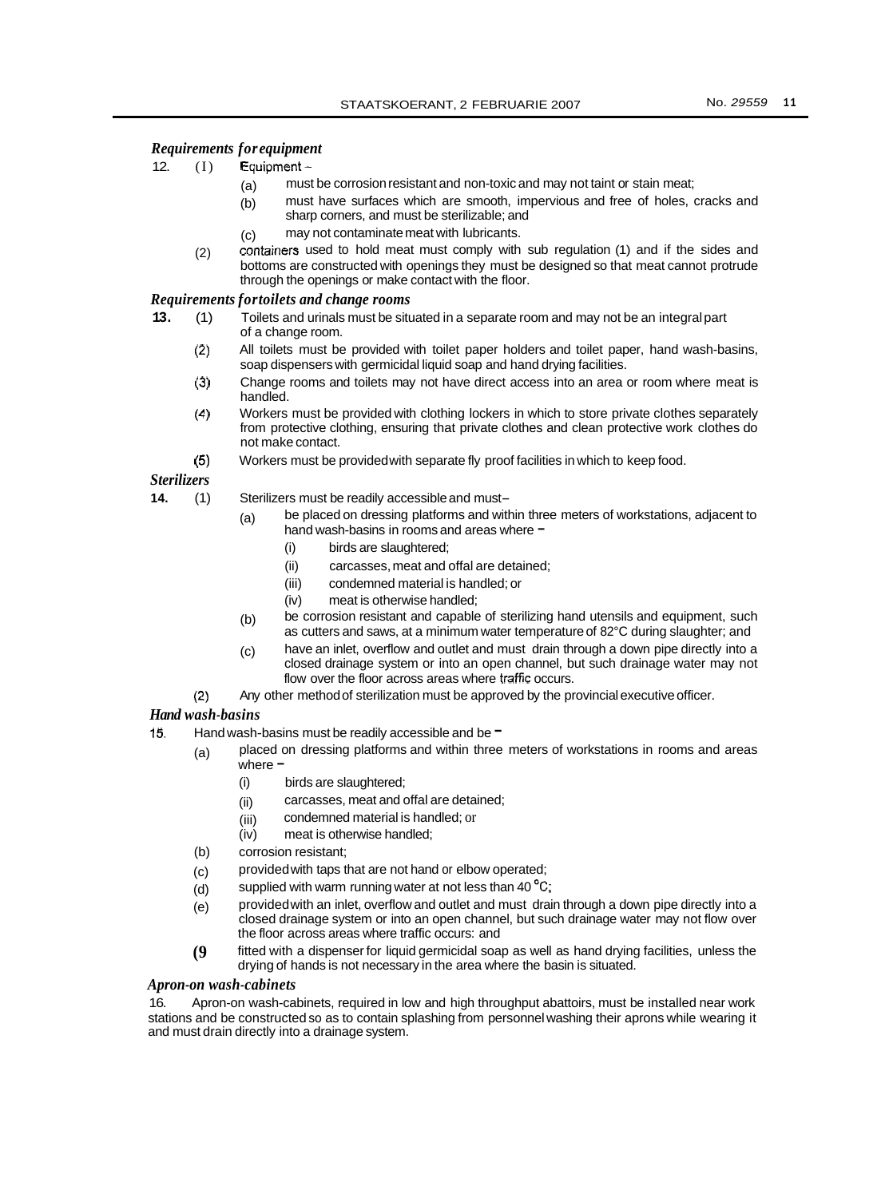*Requirements for equipment*

12. (1) Equipment –

(a) must be corrosion resistant and non-toxic and may not taint or stain meat;

(b) must have surfaces which are smooth, impervious and free of holes, cracks and sharp corners, and must be sterilizable; and

(c) may not contaminate meat with lubricants.

(2) containers used to hold meat must comply with sub regulation (1) and if the sides and bottoms are constructed with openings they must be designed so that meat cannot protrude through the openings or make contact with the floor.

*Requirements for toilets and change rooms*

**13.** (1) Toilets and urinals must be situated in a separate room and may not be an integral part of a change room.

(2) All toilets must be provided with toilet paper holders and toilet paper, hand wash-basins, soap dispensers with germicidal liquid soap and hand drying facilities.

(3) Change rooms and toilets may not have direct access into an area or room where meat is handled.

(4) Workers must be provided with clothing lockers in which to store private clothes separately from protective clothing, ensuring that private clothes and clean protective work clothes do not make contact.

(5) Workers must be provided with separate fly proof facilities in which to keep food.

*Sterilizers*

**14.** (1) Sterilizers must be readily accessible and must–

(a) be placed on dressing platforms and within three meters of workstations, adjacent to hand wash-basins in rooms and areas where –

(i) birds are slaughtered;

(ii) carcasses, meat and offal are detained;

(iii) condemned material is handled; or

(iv) meat is otherwise handled;

(b) be corrosion resistant and capable of sterilizing hand utensils and equipment, such as cutters and saws, at a minimum water temperature of 82°C during slaughter; and

(c) have an inlet, overflow and outlet and must drain through a down pipe directly into a closed drainage system or into an open channel, but such drainage water may not flow over the floor across areas where traffic occurs.

(2) Any other method of sterilization must be approved by the provincial executive officer.

*Hand wash-basins*

15. Hand wash-basins must be readily accessible and be –

(a) placed on dressing platforms and within three meters of workstations in rooms and areas where –

(i) birds are slaughtered;

(ii) carcasses, meat and offal are detained;

(iii) condemned material is handled; or

(iv) meat is otherwise handled;

(b) corrosion resistant;

(c) provided with taps that are not hand or elbow operated;

(d) supplied with warm running water at not less than 40 °C;

(e) provided with an inlet, overflow and outlet and must drain through a down pipe directly into a closed drainage system or into an open channel, but such drainage water may not flow over the floor across areas where traffic occurs: and

(f) fitted with a dispenser for liquid germicidal soap as well as hand drying facilities, unless the drying of hands is not necessary in the area where the basin is situated.

*Apron-on wash-cabinets*

16. Apron-on wash-cabinets, required in low and high throughput abattoirs, must be installed near work stations and be constructed so as to contain splashing from personnel washing their aprons while wearing it and must drain directly into a drainage system.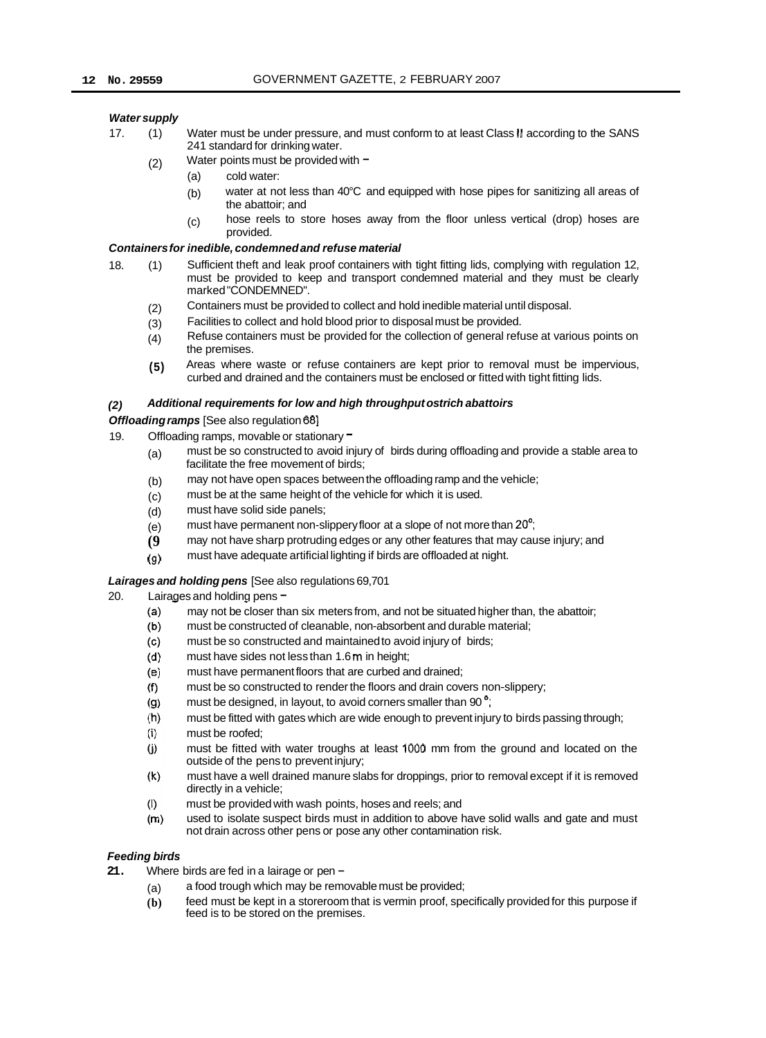***Water supply***

17. (1) Water must be under pressure, and must conform to at least Class II according to the SANS 241 standard for drinking water.

(2) Water points must be provided with –

(a) cold water:

(b) water at not less than 40°C and equipped with hose pipes for sanitizing all areas of the abattoir; and

(c) hose reels to store hoses away from the floor unless vertical (drop) hoses are provided.

***Containers for inedible, condemned and refuse material***

18. (1) Sufficient theft and leak proof containers with tight fitting lids, complying with regulation 12, must be provided to keep and transport condemned material and they must be clearly marked "CONDEMNED".

(2) Containers must be provided to collect and hold inedible material until disposal.

(3) Facilities to collect and hold blood prior to disposal must be provided.

(4) Refuse containers must be provided for the collection of general refuse at various points on the premises.

(5) Areas where waste or refuse containers are kept prior to removal must be impervious, curbed and drained and the containers must be enclosed or fitted with tight fitting lids.

***(2) Additional requirements for low and high throughput ostrich abattoirs***

***Offloading ramps*** [See also regulation 68]

19. Offloading ramps, movable or stationary –

(a) must be so constructed to avoid injury of birds during offloading and provide a stable area to facilitate the free movement of birds;

(b) may not have open spaces between the offloading ramp and the vehicle;

(c) must be at the same height of the vehicle for which it is used.

(d) must have solid side panels;

(e) must have permanent non-slippery floor at a slope of not more than 20°;

(f) may not have sharp protruding edges or any other features that may cause injury; and

(g) must have adequate artificial lighting if birds are offloaded at night.

***Lairages and holding pens*** [See also regulations 69,70]

20. Lairages and holding pens –

(a) may not be closer than six meters from, and not be situated higher than, the abattoir;

(b) must be constructed of cleanable, non-absorbent and durable material;

(c) must be so constructed and maintained to avoid injury of birds;

(d) must have sides not less than 1.6 m in height;

(e) must have permanent floors that are curbed and drained;

(f) must be so constructed to render the floors and drain covers non-slippery;

(g) must be designed, in layout, to avoid corners smaller than 90°;

(h) must be fitted with gates which are wide enough to prevent injury to birds passing through;

(i) must be roofed;

(j) must be fitted with water troughs at least 1000 mm from the ground and located on the outside of the pens to prevent injury;

(k) must have a well drained manure slabs for droppings, prior to removal except if it is removed directly in a vehicle;

(l) must be provided with wash points, hoses and reels; and

(m) used to isolate suspect birds must in addition to above have solid walls and gate and must not drain across other pens or pose any other contamination risk.

***Feeding birds***

**21.** Where birds are fed in a lairage or pen –

(a) a food trough which may be removable must be provided;

(b) feed must be kept in a storeroom that is vermin proof, specifically provided for this purpose if feed is to be stored on the premises.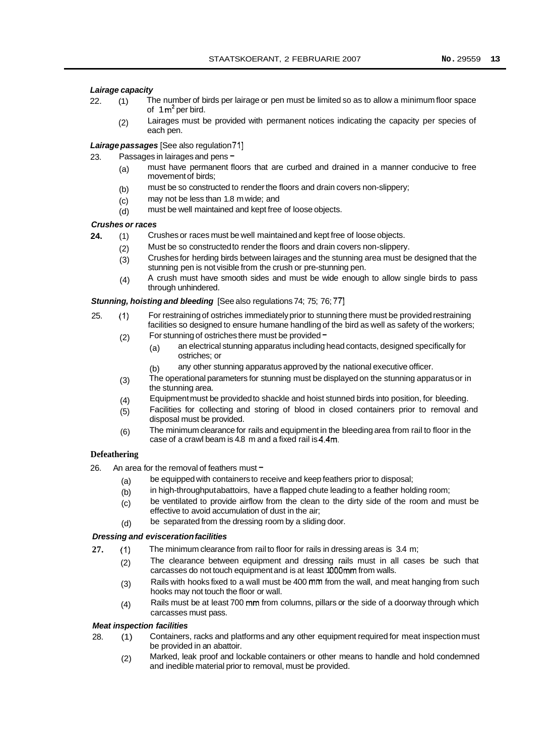***Lairage capacity***

22. (1) The number of birds per lairage or pen must be limited so as to allow a minimum floor space of $1 m^2$ per bird.

(2) Lairages must be provided with permanent notices indicating the capacity per species of each pen.

***Lairage passages*** [See also regulation 71]

23. Passages in lairages and pens –

(a) must have permanent floors that are curbed and drained in a manner conducive to free movement of birds;

(b) must be so constructed to render the floors and drain covers non-slippery;

(c) may not be less than 1.8 m wide; and

(d) must be well maintained and kept free of loose objects.

***Crushes or races***

**24.** (1) Crushes or races must be well maintained and kept free of loose objects.

(2) Must be so constructed to render the floors and drain covers non-slippery.

(3) Crushes for herding birds between lairages and the stunning area must be designed that the stunning pen is not visible from the crush or pre-stunning pen.

(4) A crush must have smooth sides and must be wide enough to allow single birds to pass through unhindered.

***Stunning, hoisting and bleeding*** [See also regulations 74; 75; 76; 77]

25. (1) For restraining of ostriches immediately prior to stunning there must be provided restraining facilities so designed to ensure humane handling of the bird as well as safety of the workers;

(2) For stunning of ostriches there must be provided –

(a) an electrical stunning apparatus including head contacts, designed specifically for ostriches; or

(b) any other stunning apparatus approved by the national executive officer.

(3) The operational parameters for stunning must be displayed on the stunning apparatus or in the stunning area.

(4) Equipment must be provided to shackle and hoist stunned birds into position, for bleeding.

(5) Facilities for collecting and storing of blood in closed containers prior to removal and disposal must be provided.

(6) The minimum clearance for rails and equipment in the bleeding area from rail to floor in the case of a crawl beam is 4.8 m and a fixed rail is 4.4m.

**Defeathering**

26. An area for the removal of feathers must –

(a) be equipped with containers to receive and keep feathers prior to disposal;

(b) in high-throughput abattoirs, have a flapped chute leading to a feather holding room;

(c) be ventilated to provide airflow from the clean to the dirty side of the room and must be effective to avoid accumulation of dust in the air;

(d) be separated from the dressing room by a sliding door.

***Dressing and evisceration facilities***

**27.** (1) The minimum clearance from rail to floor for rails in dressing areas is 3.4 m;

(2) The clearance between equipment and dressing rails must in all cases be such that carcasses do not touch equipment and is at least 1000mm from walls.

(3) Rails with hooks fixed to a wall must be 400 mm from the wall, and meat hanging from such hooks may not touch the floor or wall.

(4) Rails must be at least 700 mm from columns, pillars or the side of a doorway through which carcasses must pass.

***Meat inspection facilities***

28. (1) Containers, racks and platforms and any other equipment required for meat inspection must be provided in an abattoir.

(2) Marked, leak proof and lockable containers or other means to handle and hold condemned and inedible material prior to removal, must be provided.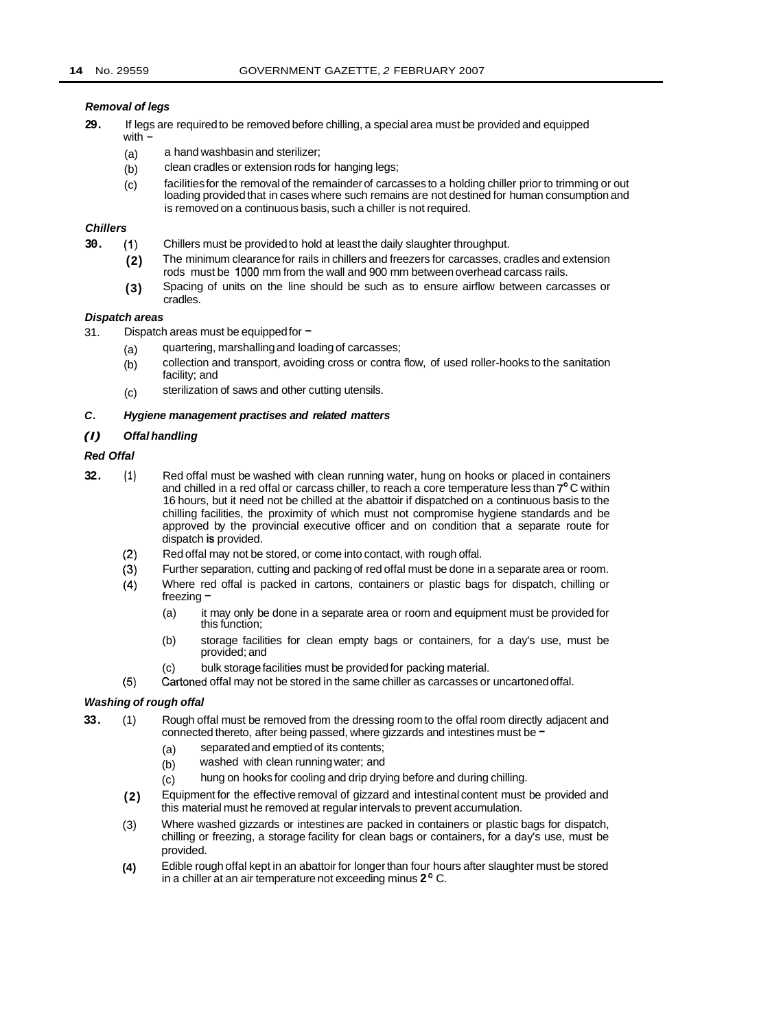***Removal of legs***

**29.** If legs are required to be removed before chilling, a special area must be provided and equipped with –

(a) a hand washbasin and sterilizer;

(b) clean cradles or extension rods for hanging legs;

(c) facilities for the removal of the remainder of carcasses to a holding chiller prior to trimming or out loading provided that in cases where such remains are not destined for human consumption and is removed on a continuous basis, such a chiller is not required.

***Chillers***

**30.** (1) Chillers must be provided to hold at least the daily slaughter throughput.

**(2)** The minimum clearance for rails in chillers and freezers for carcasses, cradles and extension rods must be 1000 mm from the wall and 900 mm between overhead carcass rails.

**(3)** Spacing of units on the line should be such as to ensure airflow between carcasses or cradles.

***Dispatch areas***

31. Dispatch areas must be equipped for –

(a) quartering, marshalling and loading of carcasses;

(b) collection and transport, avoiding cross or contra flow, of used roller-hooks to the sanitation facility; and

(c) sterilization of saws and other cutting utensils.

***C. Hygiene management practises and related matters***

***(I) Offal handling***

***Red Offal***

**32.** (1) Red offal must be washed with clean running water, hung on hooks or placed in containers and chilled in a red offal or carcass chiller, to reach a core temperature less than 7° C within 16 hours, but it need not be chilled at the abattoir if dispatched on a continuous basis to the chilling facilities, the proximity of which must not compromise hygiene standards and be approved by the provincial executive officer and on condition that a separate route for dispatch **is** provided.

(2) Red offal may not be stored, or come into contact, with rough offal.

(3) Further separation, cutting and packing of red offal must be done in a separate area or room.

(4) Where red offal is packed in cartons, containers or plastic bags for dispatch, chilling or freezing –

(a) it may only be done in a separate area or room and equipment must be provided for this function;

(b) storage facilities for clean empty bags or containers, for a day's use, must be provided; and

(c) bulk storage facilities must be provided for packing material.

(5) Cartoned offal may not be stored in the same chiller as carcasses or uncartoned offal.

***Washing of rough offal***

**33.** (1) Rough offal must be removed from the dressing room to the offal room directly adjacent and connected thereto, after being passed, where gizzards and intestines must be –

(a) separated and emptied of its contents;

(b) washed with clean running water; and

(c) hung on hooks for cooling and drip drying before and during chilling.

**(2)** Equipment for the effective removal of gizzard and intestinal content must be provided and this material must he removed at regular intervals to prevent accumulation.

(3) Where washed gizzards or intestines are packed in containers or plastic bags for dispatch, chilling or freezing, a storage facility for clean bags or containers, for a day's use, must be provided.

**(4)** Edible rough offal kept in an abattoir for longer than four hours after slaughter must be stored in a chiller at an air temperature not exceeding minus **2°** C.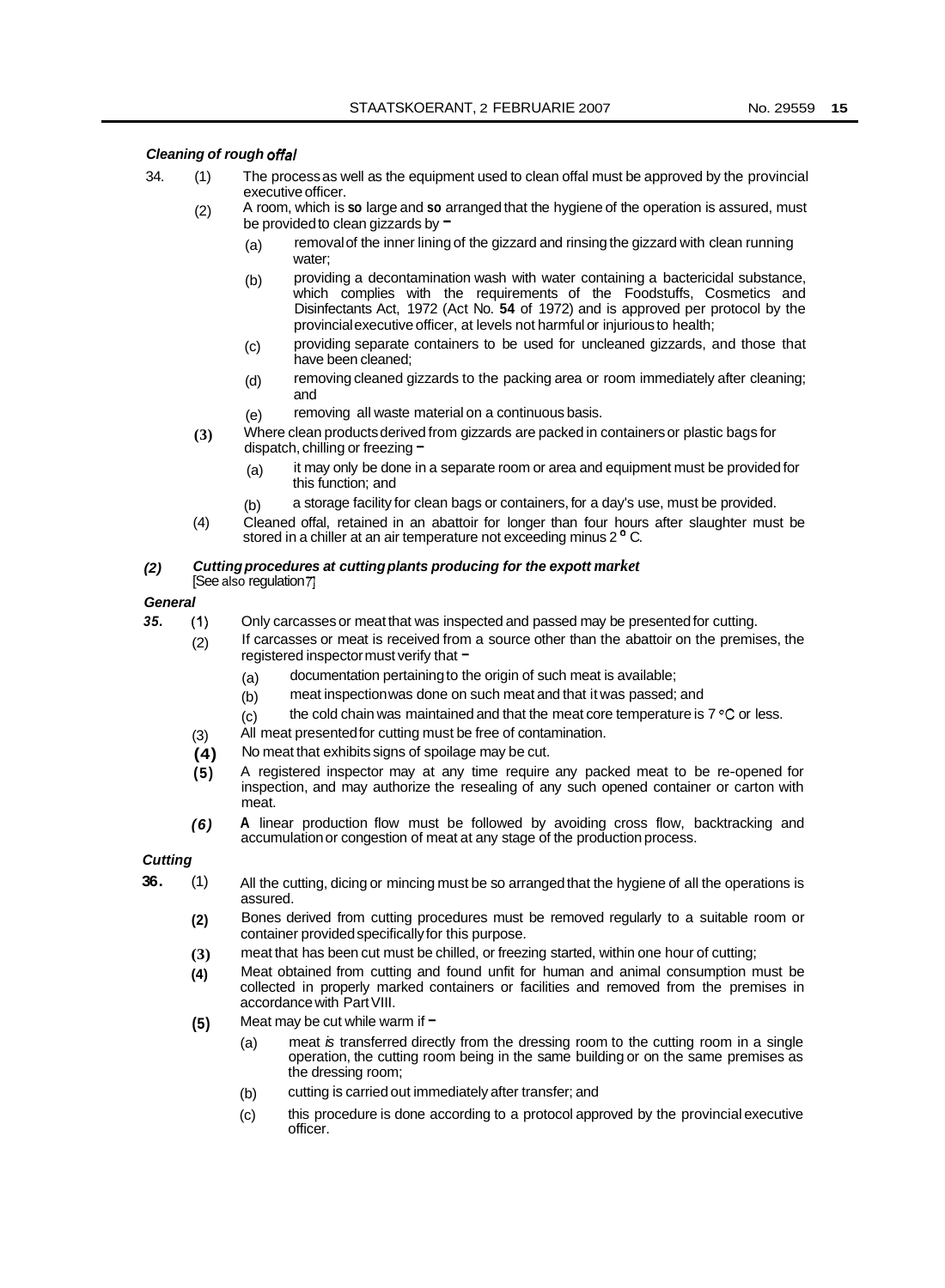***Cleaning of rough offal***

34. (1) The process as well as the equipment used to clean offal must be approved by the provincial executive officer.

(2) A room, which is so large and so arranged that the hygiene of the operation is assured, must be provided to clean gizzards by –

(a) removal of the inner lining of the gizzard and rinsing the gizzard with clean running water;

(b) providing a decontamination wash with water containing a bactericidal substance, which complies with the requirements of the Foodstuffs, Cosmetics and Disinfectants Act, 1972 (Act No. **54** of 1972) and is approved per protocol by the provincial executive officer, at levels not harmful or injurious to health;

(c) providing separate containers to be used for uncleaned gizzards, and those that have been cleaned;

(d) removing cleaned gizzards to the packing area or room immediately after cleaning; and

(e) removing all waste material on a continuous basis.

(3) Where clean products derived from gizzards are packed in containers or plastic bags for dispatch, chilling or freezing –

(a) it may only be done in a separate room or area and equipment must be provided for this function; and

(b) a storage facility for clean bags or containers, for a day's use, must be provided.

(4) Cleaned offal, retained in an abattoir for longer than four hours after slaughter must be stored in a chiller at an air temperature not exceeding minus 2 °C.

***(2) Cutting procedures at cutting plants producing for the expott market***
[See also regulation 7]

***General***

**35.** (1) Only carcasses or meat that was inspected and passed may be presented for cutting.

(2) If carcasses or meat is received from a source other than the abattoir on the premises, the registered inspector must verify that –

(a) documentation pertaining to the origin of such meat is available;

(b) meat inspection was done on such meat and that it was passed; and

(c) the cold chain was maintained and that the meat core temperature is 7 °C or less.

(3) All meat presented for cutting must be free of contamination.

(4) No meat that exhibits signs of spoilage may be cut.

(5) A registered inspector may at any time require any packed meat to be re-opened for inspection, and may authorize the resealing of any such opened container or carton with meat.

(6) **A** linear production flow must be followed by avoiding cross flow, backtracking and accumulation or congestion of meat at any stage of the production process.

***Cutting***

**36.** (1) All the cutting, dicing or mincing must be so arranged that the hygiene of all the operations is assured.

(2) Bones derived from cutting procedures must be removed regularly to a suitable room or container provided specifically for this purpose.

(3) meat that has been cut must be chilled, or freezing started, within one hour of cutting;

(4) Meat obtained from cutting and found unfit for human and animal consumption must be collected in properly marked containers or facilities and removed from the premises in accordance with Part VIII.

(5) Meat may be cut while warm if –

(a) meat *is* transferred directly from the dressing room to the cutting room in a single operation, the cutting room being in the same building or on the same premises as the dressing room;

(b) cutting is carried out immediately after transfer; and

(c) this procedure is done according to a protocol approved by the provincial executive officer.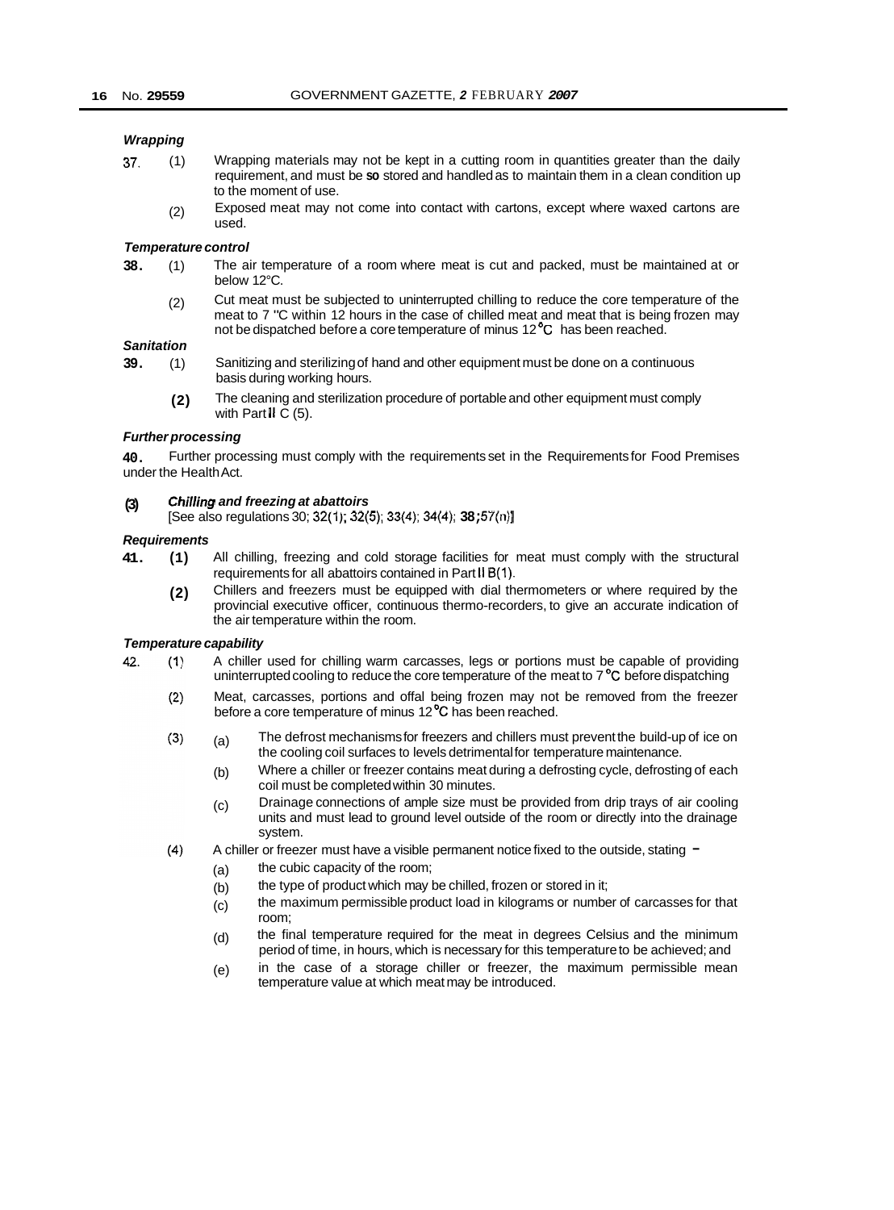***Wrapping***

37. (1) Wrapping materials may not be kept in a cutting room in quantities greater than the daily requirement, and must be so stored and handled as to maintain them in a clean condition up to the moment of use.

(2) Exposed meat may not come into contact with cartons, except where waxed cartons are used.

***Temperature control***

**38.** (1) The air temperature of a room where meat is cut and packed, must be maintained at or below 12°C.

(2) Cut meat must be subjected to uninterrupted chilling to reduce the core temperature of the meat to 7 "C within 12 hours in the case of chilled meat and meat that is being frozen may not be dispatched before a core temperature of minus 12°C has been reached.

***Sanitation***

**39.** (1) Sanitizing and sterilizing of hand and other equipment must be done on a continuous basis during working hours.

**(2)** The cleaning and sterilization procedure of portable and other equipment must comply with Part II C (5).

***Further processing***

**40.** Further processing must comply with the requirements set in the Requirements for Food Premises under the Health Act.

**(3)** ***Chilling and freezing at abattoirs***
[See also regulations 30; 32(1); 32(5); 33(4); 34(4); 38; 57(n)]

***Requirements***

**41.** **(1)** All chilling, freezing and cold storage facilities for meat must comply with the structural requirements for all abattoirs contained in Part II B(1).

**(2)** Chillers and freezers must be equipped with dial thermometers or where required by the provincial executive officer, continuous thermo-recorders, to give an accurate indication of the air temperature within the room.

***Temperature capability***

42. (1) A chiller used for chilling warm carcasses, legs or portions must be capable of providing uninterrupted cooling to reduce the core temperature of the meat to 7°C before dispatching

(2) Meat, carcasses, portions and offal being frozen may not be removed from the freezer before a core temperature of minus 12°C has been reached.

(3) (a) The defrost mechanisms for freezers and chillers must prevent the build-up of ice on the cooling coil surfaces to levels detrimental for temperature maintenance.

(b) Where a chiller or freezer contains meat during a defrosting cycle, defrosting of each coil must be completed within 30 minutes.

(c) Drainage connections of ample size must be provided from drip trays of air cooling units and must lead to ground level outside of the room or directly into the drainage system.

(4) A chiller or freezer must have a visible permanent notice fixed to the outside, stating –

(a) the cubic capacity of the room;

(b) the type of product which may be chilled, frozen or stored in it;

(c) the maximum permissible product load in kilograms or number of carcasses for that room;

(d) the final temperature required for the meat in degrees Celsius and the minimum period of time, in hours, which is necessary for this temperature to be achieved; and

(e) in the case of a storage chiller or freezer, the maximum permissible mean temperature value at which meat may be introduced.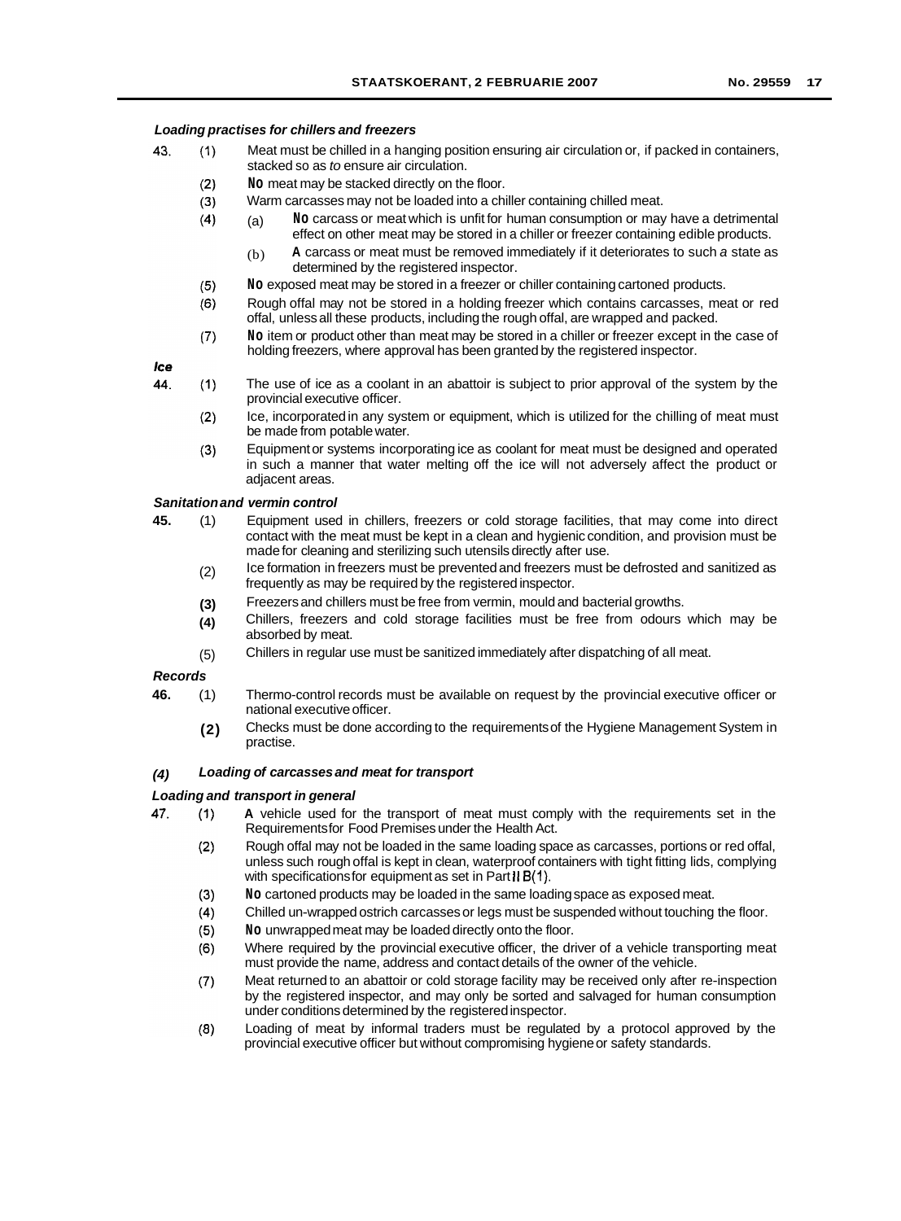***Loading practises for chillers and freezers***

43. (1) Meat must be chilled in a hanging position ensuring air circulation or, if packed in containers, stacked so as *to* ensure air circulation.

(2) **No** meat may be stacked directly on the floor.

(3) Warm carcasses may not be loaded into a chiller containing chilled meat.

(4) (a) **No** carcass or meat which is unfit for human consumption or may have a detrimental effect on other meat may be stored in a chiller or freezer containing edible products.

(b) **A** carcass or meat must be removed immediately if it deteriorates to such *a* state as determined by the registered inspector.

(5) **No** exposed meat may be stored in a freezer or chiller containing cartoned products.

(6) Rough offal may not be stored in a holding freezer which contains carcasses, meat or red offal, unless all these products, including the rough offal, are wrapped and packed.

(7) **No** item or product other than meat may be stored in a chiller or freezer except in the case of holding freezers, where approval has been granted by the registered inspector.

***Ice***

44. (1) The use of ice as a coolant in an abattoir is subject to prior approval of the system by the provincial executive officer.

(2) Ice, incorporated in any system or equipment, which is utilized for the chilling of meat must be made from potable water.

(3) Equipment or systems incorporating ice as coolant for meat must be designed and operated in such a manner that water melting off the ice will not adversely affect the product or adjacent areas.

***Sanitation and vermin control***

**45.** (1) Equipment used in chillers, freezers or cold storage facilities, that may come into direct contact with the meat must be kept in a clean and hygienic condition, and provision must be made for cleaning and sterilizing such utensils directly after use.

(2) Ice formation in freezers must be prevented and freezers must be defrosted and sanitized as frequently as may be required by the registered inspector.

(3) Freezers and chillers must be free from vermin, mould and bacterial growths.

(4) Chillers, freezers and cold storage facilities must be free from odours which may be absorbed by meat.

(5) Chillers in regular use must be sanitized immediately after dispatching of all meat.

***Records***

**46.** (1) Thermo-control records must be available on request by the provincial executive officer or national executive officer.

(2) Checks must be done according to the requirements of the Hygiene Management System in practise.

### *(4) Loading of carcasses and meat for transport*

***Loading and transport in general***

47. (1) **A** vehicle used for the transport of meat must comply with the requirements set in the Requirements for Food Premises under the Health Act.

(2) Rough offal may not be loaded in the same loading space as carcasses, portions or red offal, unless such rough offal is kept in clean, waterproof containers with tight fitting lids, complying with specifications for equipment as set in Part II B(1).

(3) **No** cartoned products may be loaded in the same loading space as exposed meat.

(4) Chilled un-wrapped ostrich carcasses or legs must be suspended without touching the floor.

(5) **No** unwrapped meat may be loaded directly onto the floor.

(6) Where required by the provincial executive officer, the driver of a vehicle transporting meat must provide the name, address and contact details of the owner of the vehicle.

(7) Meat returned to an abattoir or cold storage facility may be received only after re-inspection by the registered inspector, and may only be sorted and salvaged for human consumption under conditions determined by the registered inspector.

(8) Loading of meat by informal traders must be regulated by a protocol approved by the provincial executive officer but without compromising hygiene or safety standards.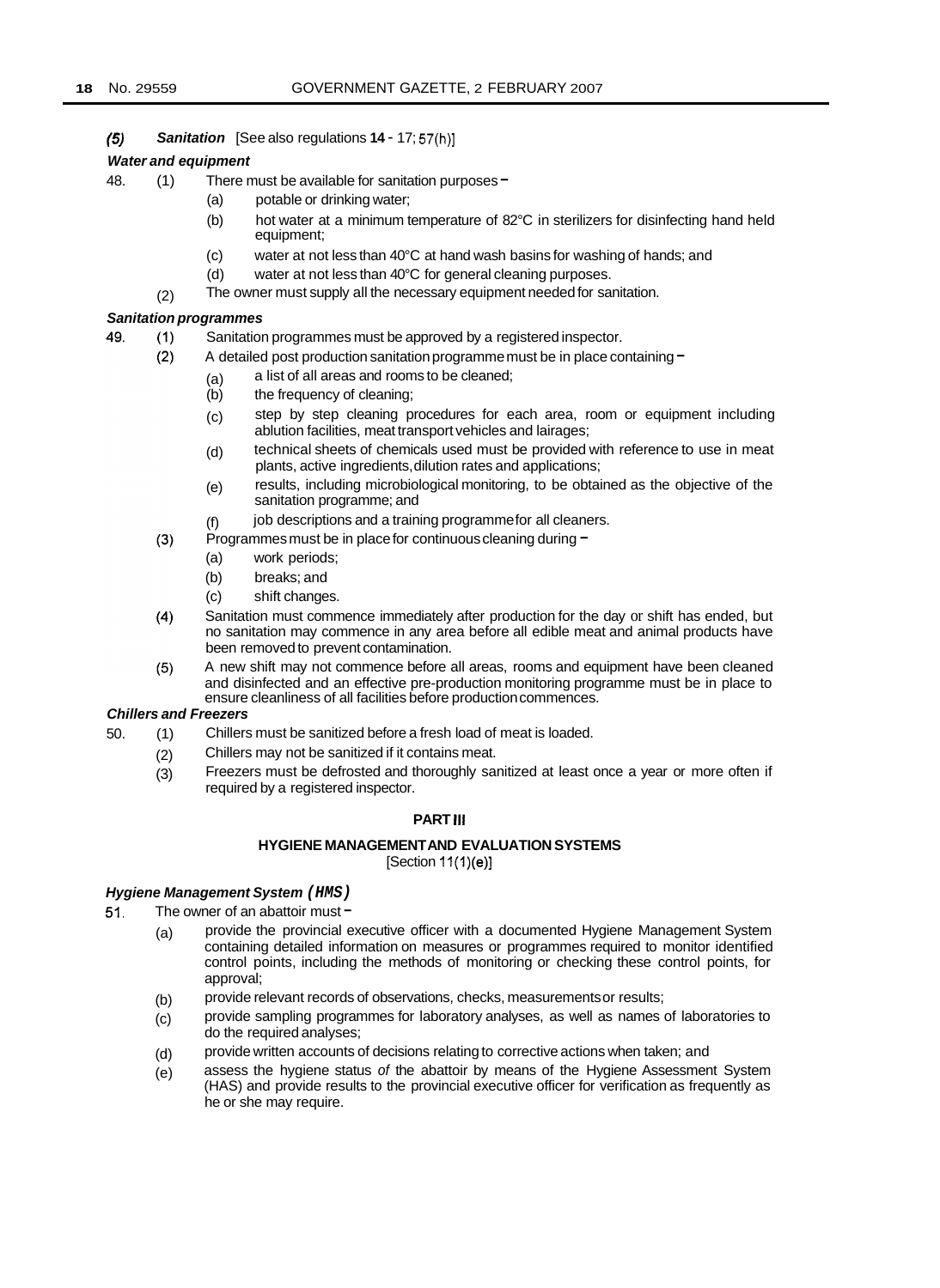***(5)*** ***Sanitation*** [See also regulations **14** - 17; 57(h)]

***Water and equipment***

48. (1) There must be available for sanitation purposes –

 (a) potable or drinking water;

 (b) hot water at a minimum temperature of 82°C in sterilizers for disinfecting hand held equipment;

 (c) water at not less than 40°C at hand wash basins for washing of hands; and

 (d) water at not less than 40°C for general cleaning purposes.

(2) The owner must supply all the necessary equipment needed for sanitation.

***Sanitation programmes***

49. (1) Sanitation programmes must be approved by a registered inspector.

(2) A detailed post production sanitation programme must be in place containing –

 (a) a list of all areas and rooms to be cleaned;

 (b) the frequency of cleaning;

 (c) step by step cleaning procedures for each area, room or equipment including ablution facilities, meat transport vehicles and lairages;

 (d) technical sheets of chemicals used must be provided with reference to use in meat plants, active ingredients, dilution rates and applications;

 (e) results, including microbiological monitoring, to be obtained as the objective of the sanitation programme; and

 (f) job descriptions and a training programme for all cleaners.

(3) Programmes must be in place for continuous cleaning during –

 (a) work periods;

 (b) breaks; and

 (c) shift changes.

(4) Sanitation must commence immediately after production for the day or shift has ended, but no sanitation may commence in any area before all edible meat and animal products have been removed to prevent contamination.

(5) A new shift may not commence before all areas, rooms and equipment have been cleaned and disinfected and an effective pre-production monitoring programme must be in place to ensure cleanliness of all facilities before production commences.

***Chillers and Freezers***

50. (1) Chillers must be sanitized before a fresh load of meat is loaded.

(2) Chillers may not be sanitized if it contains meat.

(3) Freezers must be defrosted and thoroughly sanitized at least once a year or more often if required by a registered inspector.

## PART III

## HYGIENE MANAGEMENT AND EVALUATION SYSTEMS

[Section 11(1)(e)]

***Hygiene Management System (HMS)***

51. The owner of an abattoir must –

 (a) provide the provincial executive officer with a documented Hygiene Management System containing detailed information on measures or programmes required to monitor identified control points, including the methods of monitoring or checking these control points, for approval;

 (b) provide relevant records of observations, checks, measurements or results;

 (c) provide sampling programmes for laboratory analyses, as well as names of laboratories to do the required analyses;

 (d) provide written accounts of decisions relating to corrective actions when taken; and

 (e) assess the hygiene status *of* the abattoir by means of the Hygiene Assessment System (HAS) and provide results to the provincial executive officer for verification as frequently as he or she may require.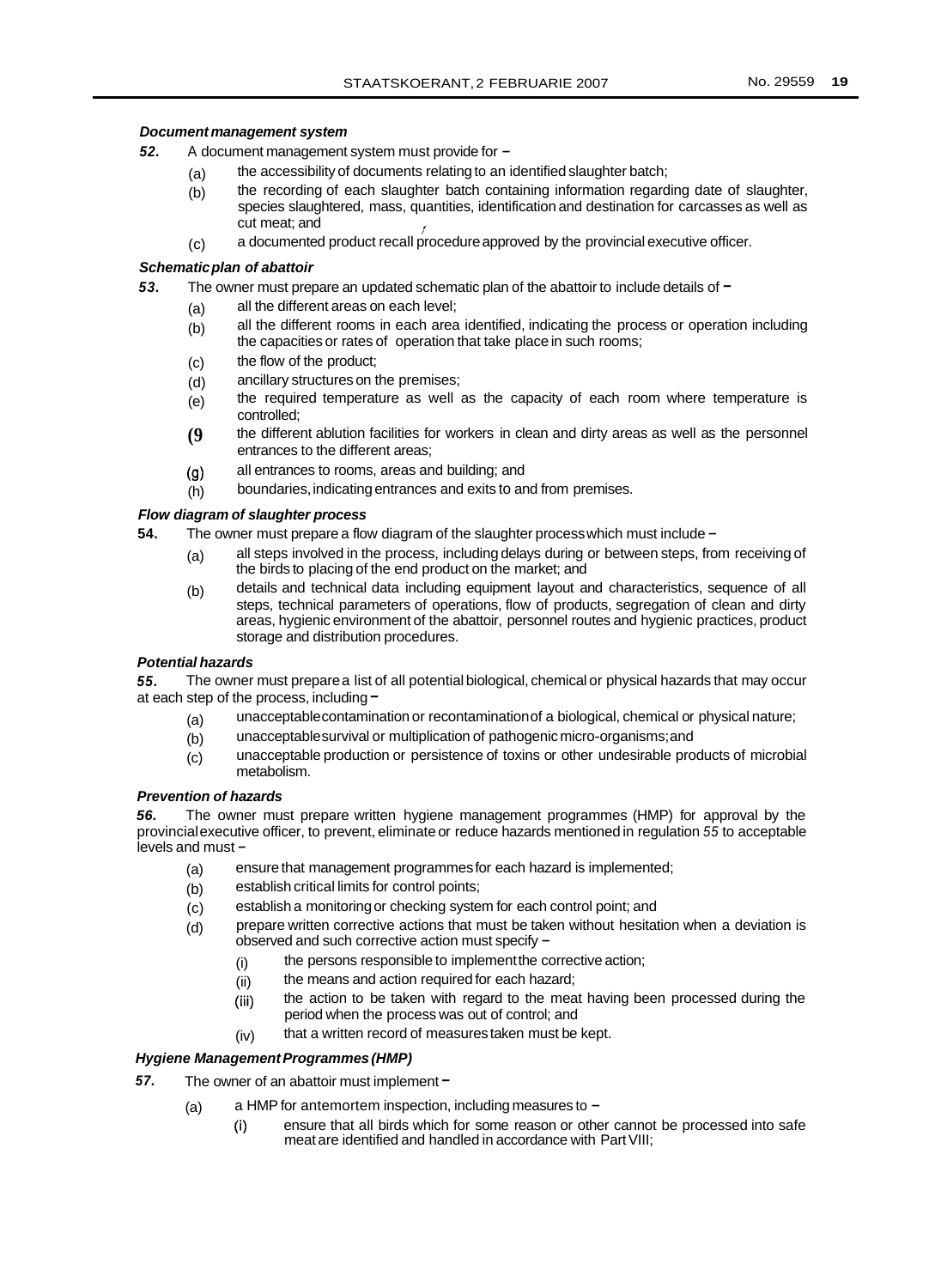***Document management system***

***52.*** A document management system must provide for –

(a) the accessibility of documents relating to an identified slaughter batch;

(b) the recording of each slaughter batch containing information regarding date of slaughter, species slaughtered, mass, quantities, identification and destination for carcasses as well as cut meat; and

(c) a documented product recall procedure approved by the provincial executive officer.

***Schematic plan of abattoir***

***53.*** The owner must prepare an updated schematic plan of the abattoir to include details of –

(a) all the different areas on each level;

(b) all the different rooms in each area identified, indicating the process or operation including the capacities or rates of operation that take place in such rooms;

(c) the flow of the product;

(d) ancillary structures on the premises;

(e) the required temperature as well as the capacity of each room where temperature is controlled;

(f) the different ablution facilities for workers in clean and dirty areas as well as the personnel entrances to the different areas;

(g) all entrances to rooms, areas and building; and

(h) boundaries, indicating entrances and exits to and from premises.

***Flow diagram of slaughter process***

**54.** The owner must prepare a flow diagram of the slaughter process which must include –

(a) all steps involved in the process, including delays during or between steps, from receiving of the birds to placing of the end product on the market; and

(b) details and technical data including equipment layout and characteristics, sequence of all steps, technical parameters of operations, flow of products, segregation of clean and dirty areas, hygienic environment of the abattoir, personnel routes and hygienic practices, product storage and distribution procedures.

***Potential hazards***

***55.*** The owner must prepare a list of all potential biological, chemical or physical hazards that may occur at each step of the process, including –

(a) unacceptable contamination or recontamination of a biological, chemical or physical nature;

(b) unacceptable survival or multiplication of pathogenic micro-organisms; and

(c) unacceptable production or persistence of toxins or other undesirable products of microbial metabolism.

***Prevention of hazards***

***56.*** The owner must prepare written hygiene management programmes (HMP) for approval by the provincial executive officer, to prevent, eliminate or reduce hazards mentioned in regulation *55* to acceptable levels and must –

(a) ensure that management programmes for each hazard is implemented;

(b) establish critical limits for control points;

(c) establish a monitoring or checking system for each control point; and

(d) prepare written corrective actions that must be taken without hesitation when a deviation is observed and such corrective action must specify –

(i) the persons responsible to implement the corrective action;

(ii) the means and action required for each hazard;

(iii) the action to be taken with regard to the meat having been processed during the period when the process was out of control; and

(iv) that a written record of measures taken must be kept.

***Hygiene Management Programmes (HMP)***

***57.*** The owner of an abattoir must implement –

(a) a HMP for antemortem inspection, including measures to –

(i) ensure that all birds which for some reason or other cannot be processed into safe meat are identified and handled in accordance with Part VIII;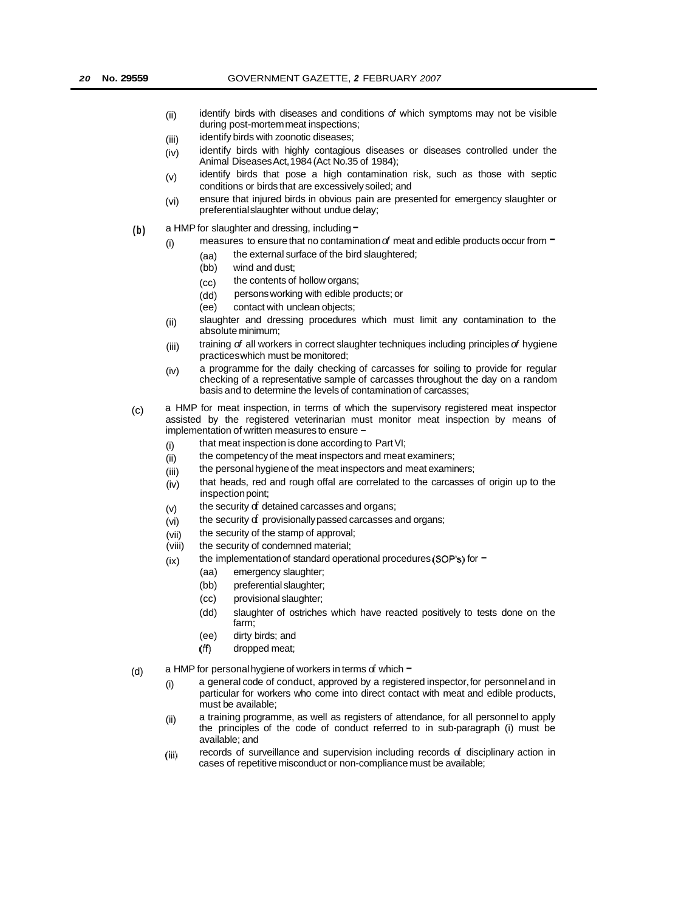(ii) identify birds with diseases and conditions of which symptoms may not be visible during post-mortem meat inspections;

(iii) identify birds with zoonotic diseases;

(iv) identify birds with highly contagious diseases or diseases controlled under the Animal Diseases Act, 1984 (Act No. 35 of 1984);

(v) identify birds that pose a high contamination risk, such as those with septic conditions or birds that are excessively soiled; and

(vi) ensure that injured birds in obvious pain are presented for emergency slaughter or preferential slaughter without undue delay;

(b) a HMP for slaughter and dressing, including –

(i) measures to ensure that no contamination of meat and edible products occur from –

(aa) the external surface of the bird slaughtered;

(bb) wind and dust;

(cc) the contents of hollow organs;

(dd) persons working with edible products; or

(ee) contact with unclean objects;

(ii) slaughter and dressing procedures which must limit any contamination to the absolute minimum;

(iii) training of all workers in correct slaughter techniques including principles of hygiene practices which must be monitored;

(iv) a programme for the daily checking of carcasses for soiling to provide for regular checking of a representative sample of carcasses throughout the day on a random basis and to determine the levels of contamination of carcasses;

(c) a HMP for meat inspection, in terms of which the supervisory registered meat inspector assisted by the registered veterinarian must monitor meat inspection by means of implementation of written measures to ensure –

(i) that meat inspection is done according to Part VI;

(ii) the competency of the meat inspectors and meat examiners;

(iii) the personal hygiene of the meat inspectors and meat examiners;

(iv) that heads, red and rough offal are correlated to the carcasses of origin up to the inspection point;

(v) the security of detained carcasses and organs;

(vi) the security of provisionally passed carcasses and organs;

(vii) the security of the stamp of approval;

(viii) the security of condemned material;

(ix) the implementation of standard operational procedures (SOP's) for –

(aa) emergency slaughter;

(bb) preferential slaughter;

(cc) provisional slaughter;

(dd) slaughter of ostriches which have reacted positively to tests done on the farm;

(ee) dirty birds; and

(ff) dropped meat;

(d) a HMP for personal hygiene of workers in terms of which –

(i) a general code of conduct, approved by a registered inspector, for personnel and in particular for workers who come into direct contact with meat and edible products, must be available;

(ii) a training programme, as well as registers of attendance, for all personnel to apply the principles of the code of conduct referred to in sub-paragraph (i) must be available; and

(iii) records of surveillance and supervision including records of disciplinary action in cases of repetitive misconduct or non-compliance must be available;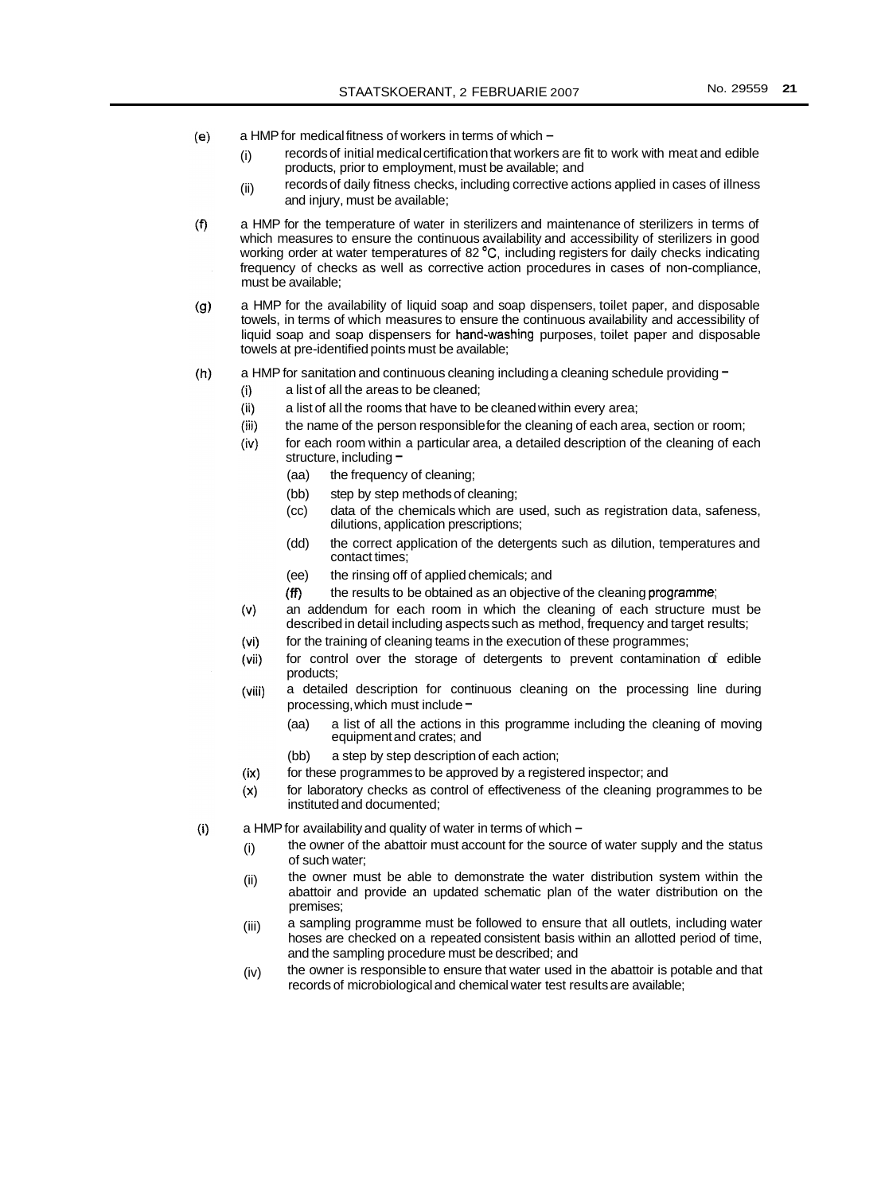(e) a HMP for medical fitness of workers in terms of which –

  (i) records of initial medical certification that workers are fit to work with meat and edible products, prior to employment, must be available; and

  (ii) records of daily fitness checks, including corrective actions applied in cases of illness and injury, must be available;

(f) a HMP for the temperature of water in sterilizers and maintenance of sterilizers in terms of which measures to ensure the continuous availability and accessibility of sterilizers in good working order at water temperatures of 82 °C, including registers for daily checks indicating frequency of checks as well as corrective action procedures in cases of non-compliance, must be available;

(g) a HMP for the availability of liquid soap and soap dispensers, toilet paper, and disposable towels, in terms of which measures to ensure the continuous availability and accessibility of liquid soap and soap dispensers for hand-washing purposes, toilet paper and disposable towels at pre-identified points must be available;

(h) a HMP for sanitation and continuous cleaning including a cleaning schedule providing –

  (i) a list of all the areas to be cleaned;

  (ii) a list of all the rooms that have to be cleaned within every area;

  (iii) the name of the person responsible for the cleaning of each area, section or room;

  (iv) for each room within a particular area, a detailed description of the cleaning of each structure, including –

    (aa) the frequency of cleaning;

    (bb) step by step methods of cleaning;

    (cc) data of the chemicals which are used, such as registration data, safeness, dilutions, application prescriptions;

    (dd) the correct application of the detergents such as dilution, temperatures and contact times;

    (ee) the rinsing off of applied chemicals; and

    (ff) the results to be obtained as an objective of the cleaning programme;

  (v) an addendum for each room in which the cleaning of each structure must be described in detail including aspects such as method, frequency and target results;

  (vi) for the training of cleaning teams in the execution of these programmes;

  (vii) for control over the storage of detergents to prevent contamination of edible products;

  (viii) a detailed description for continuous cleaning on the processing line during processing, which must include –

    (aa) a list of all the actions in this programme including the cleaning of moving equipment and crates; and

    (bb) a step by step description of each action;

  (ix) for these programmes to be approved by a registered inspector; and

  (x) for laboratory checks as control of effectiveness of the cleaning programmes to be instituted and documented;

(i) a HMP for availability and quality of water in terms of which –

  (i) the owner of the abattoir must account for the source of water supply and the status of such water;

  (ii) the owner must be able to demonstrate the water distribution system within the abattoir and provide an updated schematic plan of the water distribution on the premises;

  (iii) a sampling programme must be followed to ensure that all outlets, including water hoses are checked on a repeated consistent basis within an allotted period of time, and the sampling procedure must be described; and

  (iv) the owner is responsible to ensure that water used in the abattoir is potable and that records of microbiological and chemical water test results are available;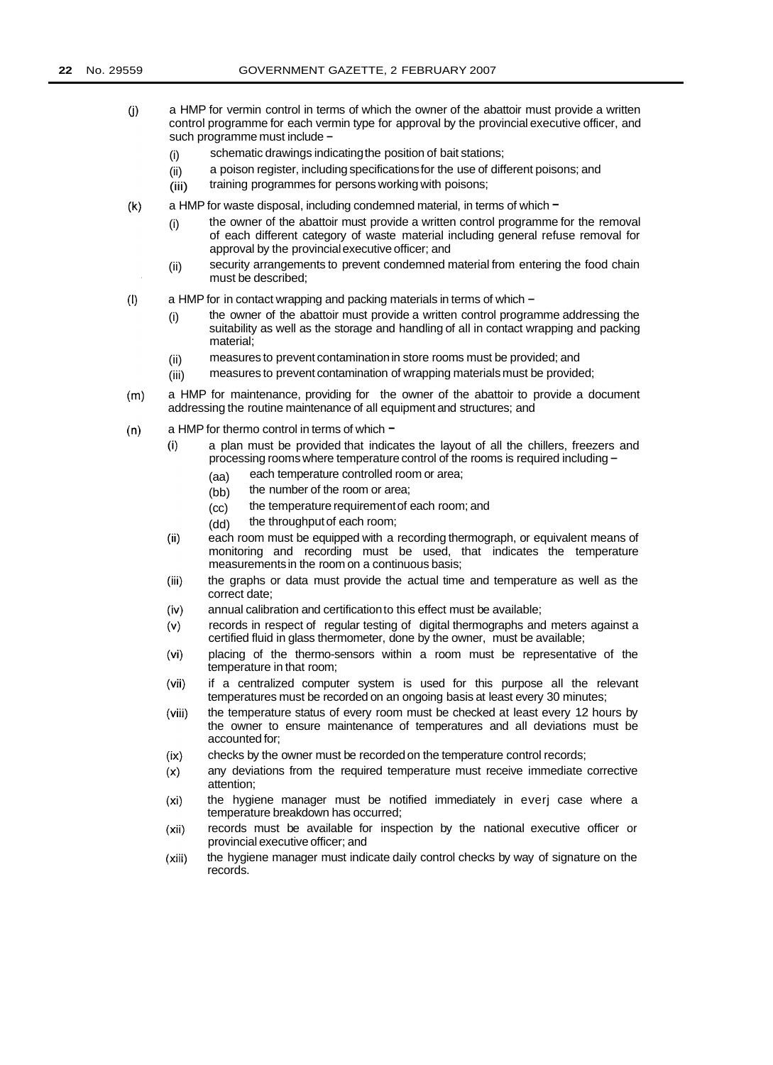(j) a HMP for vermin control in terms of which the owner of the abattoir must provide a written control programme for each vermin type for approval by the provincial executive officer, and such programme must include –

  (i) schematic drawings indicating the position of bait stations;

  (ii) a poison register, including specifications for the use of different poisons; and

  (iii) training programmes for persons working with poisons;

(k) a HMP for waste disposal, including condemned material, in terms of which –

  (i) the owner of the abattoir must provide a written control programme for the removal of each different category of waste material including general refuse removal for approval by the provincial executive officer; and

  (ii) security arrangements to prevent condemned material from entering the food chain must be described;

(l) a HMP for in contact wrapping and packing materials in terms of which –

  (i) the owner of the abattoir must provide a written control programme addressing the suitability as well as the storage and handling of all in contact wrapping and packing material;

  (ii) measures to prevent contamination in store rooms must be provided; and

  (iii) measures to prevent contamination of wrapping materials must be provided;

(m) a HMP for maintenance, providing for the owner of the abattoir to provide a document addressing the routine maintenance of all equipment and structures; and

(n) a HMP for thermo control in terms of which –

  (i) a plan must be provided that indicates the layout of all the chillers, freezers and processing rooms where temperature control of the rooms is required including –

    (aa) each temperature controlled room or area;

    (bb) the number of the room or area;

    (cc) the temperature requirement of each room; and

    (dd) the throughput of each room;

  (ii) each room must be equipped with a recording thermograph, or equivalent means of monitoring and recording must be used, that indicates the temperature measurements in the room on a continuous basis;

  (iii) the graphs or data must provide the actual time and temperature as well as the correct date;

  (iv) annual calibration and certification to this effect must be available;

  (v) records in respect of regular testing of digital thermographs and meters against a certified fluid in glass thermometer, done by the owner, must be available;

  (vi) placing of the thermo-sensors within a room must be representative of the temperature in that room;

  (vii) if a centralized computer system is used for this purpose all the relevant temperatures must be recorded on an ongoing basis at least every 30 minutes;

  (viii) the temperature status of every room must be checked at least every 12 hours by the owner to ensure maintenance of temperatures and all deviations must be accounted for;

  (ix) checks by the owner must be recorded on the temperature control records;

  (x) any deviations from the required temperature must receive immediate corrective attention;

  (xi) the hygiene manager must be notified immediately in everj case where a temperature breakdown has occurred;

  (xii) records must be available for inspection by the national executive officer or provincial executive officer; and

  (xiii) the hygiene manager must indicate daily control checks by way of signature on the records.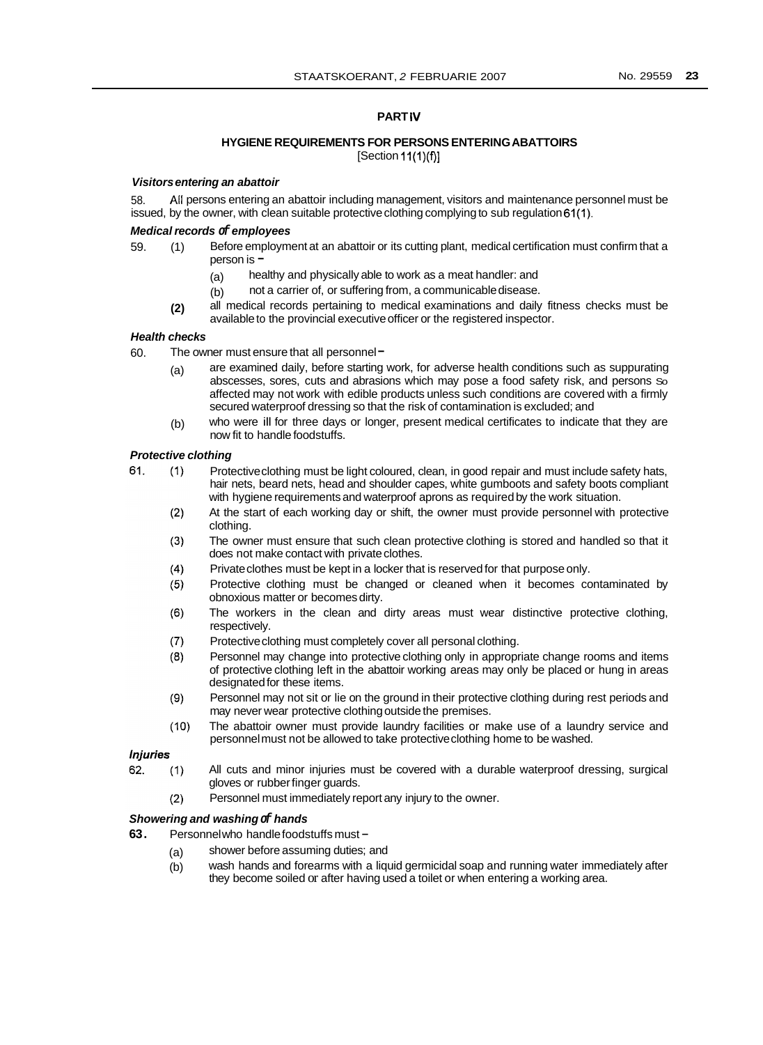## PART IV

### HYGIENE REQUIREMENTS FOR PERSONS ENTERING ABATTOIRS

[Section 11(1)(f)]

***Visitors entering an abattoir***

58. All persons entering an abattoir including management, visitors and maintenance personnel must be issued, by the owner, with clean suitable protective clothing complying to sub regulation 61(1).

***Medical records of employees***

59. (1) Before employment at an abattoir or its cutting plant, medical certification must confirm that a person is -

(a) healthy and physically able to work as a meat handler: and

(b) not a carrier of, or suffering from, a communicable disease.

(2) all medical records pertaining to medical examinations and daily fitness checks must be available to the provincial executive officer or the registered inspector.

***Health checks***

60. The owner must ensure that all personnel -

(a) are examined daily, before starting work, for adverse health conditions such as suppurating abscesses, sores, cuts and abrasions which may pose a food safety risk, and persons so affected may not work with edible products unless such conditions are covered with a firmly secured waterproof dressing so that the risk of contamination is excluded; and

(b) who were ill for three days or longer, present medical certificates to indicate that they are now fit to handle foodstuffs.

***Protective clothing***

61. (1) Protective clothing must be light coloured, clean, in good repair and must include safety hats, hair nets, beard nets, head and shoulder capes, white gumboots and safety boots compliant with hygiene requirements and waterproof aprons as required by the work situation.

(2) At the start of each working day or shift, the owner must provide personnel with protective clothing.

(3) The owner must ensure that such clean protective clothing is stored and handled so that it does not make contact with private clothes.

(4) Private clothes must be kept in a locker that is reserved for that purpose only.

(5) Protective clothing must be changed or cleaned when it becomes contaminated by obnoxious matter or becomes dirty.

(6) The workers in the clean and dirty areas must wear distinctive protective clothing, respectively.

(7) Protective clothing must completely cover all personal clothing.

(8) Personnel may change into protective clothing only in appropriate change rooms and items of protective clothing left in the abattoir working areas may only be placed or hung in areas designated for these items.

(9) Personnel may not sit or lie on the ground in their protective clothing during rest periods and may never wear protective clothing outside the premises.

(10) The abattoir owner must provide laundry facilities or make use of a laundry service and personnel must not be allowed to take protective clothing home to be washed.

***Injuries***

62. (1) All cuts and minor injuries must be covered with a durable waterproof dressing, surgical gloves or rubber finger guards.

(2) Personnel must immediately report any injury to the owner.

***Showering and washing of hands***

63. Personnel who handle foodstuffs must -

(a) shower before assuming duties; and

(b) wash hands and forearms with a liquid germicidal soap and running water immediately after they become soiled or after having used a toilet or when entering a working area.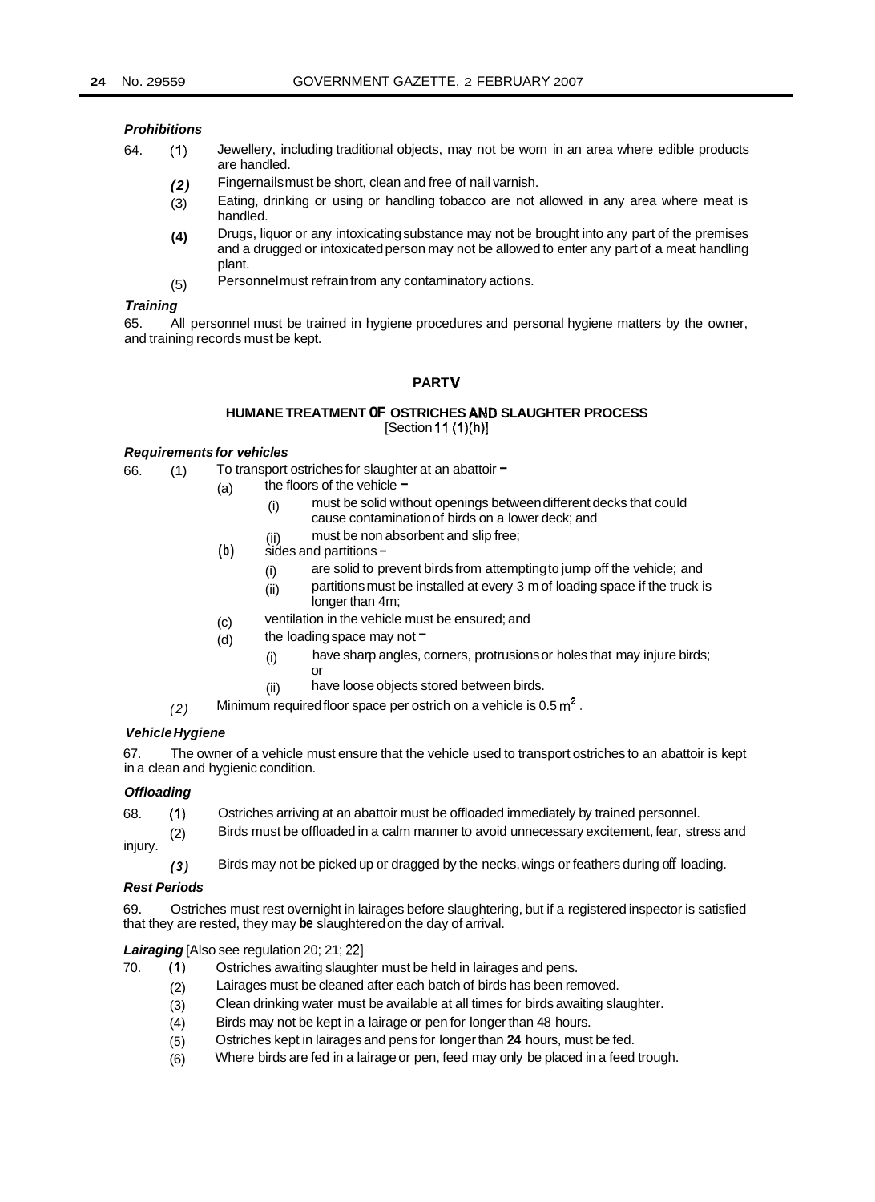***Prohibitions***

64. (1) Jewellery, including traditional objects, may not be worn in an area where edible products are handled.

(2) Fingernails must be short, clean and free of nail varnish.

(3) Eating, drinking or using or handling tobacco are not allowed in any area where meat is handled.

(4) Drugs, liquor or any intoxicating substance may not be brought into any part of the premises and a drugged or intoxicated person may not be allowed to enter any part of a meat handling plant.

(5) Personnel must refrain from any contaminatory actions.

***Training***

65. All personnel must be trained in hygiene procedures and personal hygiene matters by the owner, and training records must be kept.

## PART V

### HUMANE TREATMENT OF OSTRICHES AND SLAUGHTER PROCESS

[Section 11 (1)(h)]

***Requirements for vehicles***

66. (1) To transport ostriches for slaughter at an abattoir –

(a) the floors of the vehicle –

(i) must be solid without openings between different decks that could cause contamination of birds on a lower deck; and

(ii) must be non absorbent and slip free;

(b) sides and partitions –

(i) are solid to prevent birds from attempting to jump off the vehicle; and

(ii) partitions must be installed at every 3 m of loading space if the truck is longer than 4m;

(c) ventilation in the vehicle must be ensured; and

(d) the loading space may not –

(i) have sharp angles, corners, protrusions or holes that may injure birds; or

(ii) have loose objects stored between birds.

(2) Minimum required floor space per ostrich on a vehicle is 0.5 $m^2$.

***Vehicle Hygiene***

67. The owner of a vehicle must ensure that the vehicle used to transport ostriches to an abattoir is kept in a clean and hygienic condition.

***Offloading***

68. (1) Ostriches arriving at an abattoir must be offloaded immediately by trained personnel.

(2) Birds must be offloaded in a calm manner to avoid unnecessary excitement, fear, stress and injury.

(3) Birds may not be picked up or dragged by the necks, wings or feathers during off loading.

***Rest Periods***

69. Ostriches must rest overnight in lairages before slaughtering, but if a registered inspector is satisfied that they are rested, they may **be** slaughtered on the day of arrival.

***Lairaging*** [Also see regulation 20; 21; 22]

70. (1) Ostriches awaiting slaughter must be held in lairages and pens.

(2) Lairages must be cleaned after each batch of birds has been removed.

(3) Clean drinking water must be available at all times for birds awaiting slaughter.

(4) Birds may not be kept in a lairage or pen for longer than 48 hours.

(5) Ostriches kept in lairages and pens for longer than **24** hours, must be fed.

(6) Where birds are fed in a lairage or pen, feed may only be placed in a feed trough.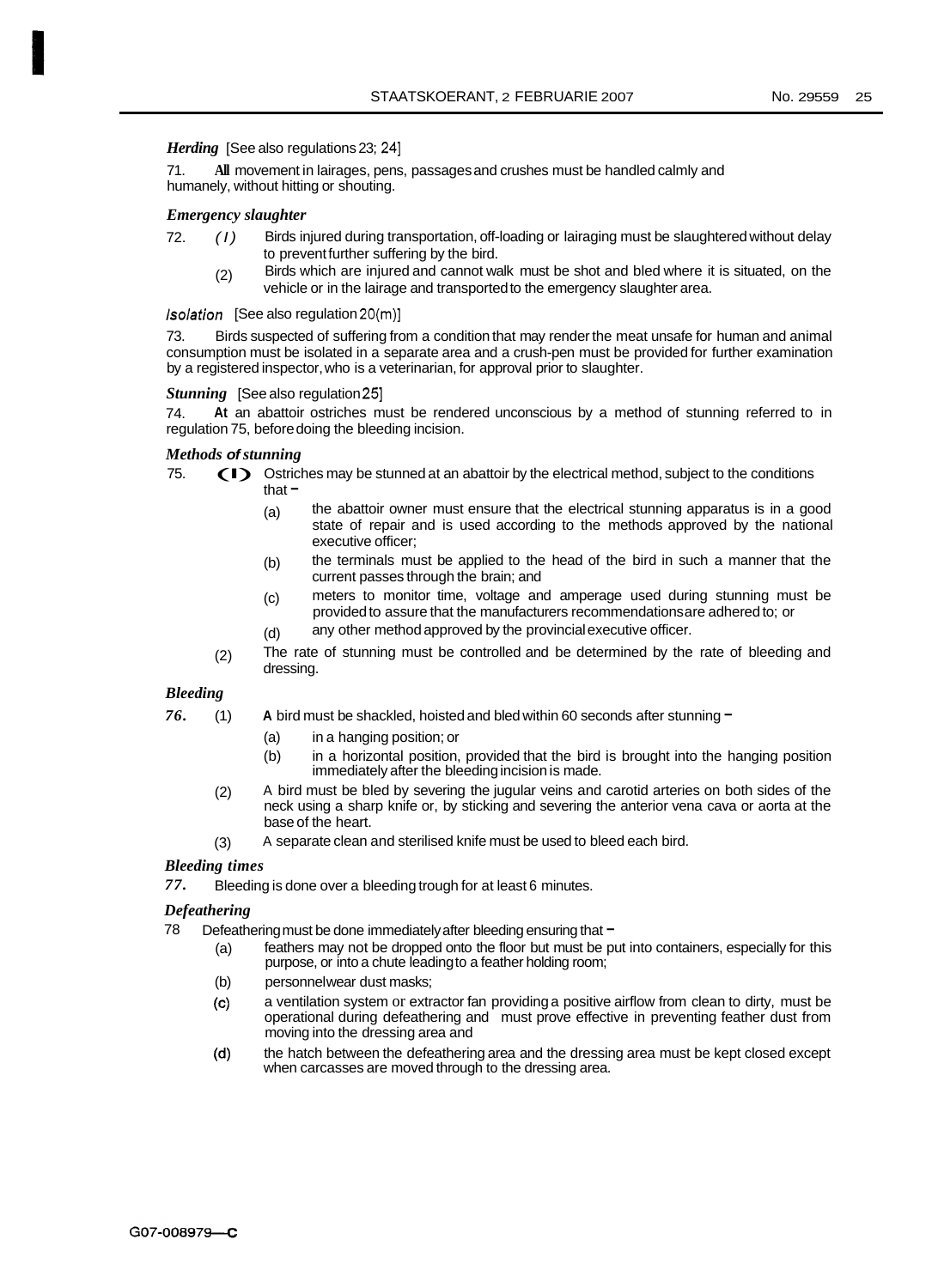***Herding*** [See also regulations 23; 24]

71. **All** movement in lairages, pens, passages and crushes must be handled calmly and humanely, without hitting or shouting.

***Emergency slaughter***

72. (1) Birds injured during transportation, off-loading or lairaging must be slaughtered without delay to prevent further suffering by the bird.

(2) Birds which are injured and cannot walk must be shot and bled where it is situated, on the vehicle or in the lairage and transported to the emergency slaughter area.

*Isolation* [See also regulation 20(m)]

73. Birds suspected of suffering from a condition that may render the meat unsafe for human and animal consumption must be isolated in a separate area and a crush-pen must be provided for further examination by a registered inspector, who is a veterinarian, for approval prior to slaughter.

***Stunning*** [See also regulation 25]

74. **At** an abattoir ostriches must be rendered unconscious by a method of stunning referred to in regulation 75, before doing the bleeding incision.

***Methods of stunning***

75. (1) Ostriches may be stunned at an abattoir by the electrical method, subject to the conditions that –

(a) the abattoir owner must ensure that the electrical stunning apparatus is in a good state of repair and is used according to the methods approved by the national executive officer;

(b) the terminals must be applied to the head of the bird in such a manner that the current passes through the brain; and

(c) meters to monitor time, voltage and amperage used during stunning must be provided to assure that the manufacturers recommendations are adhered to; or

(d) any other method approved by the provincial executive officer.

(2) The rate of stunning must be controlled and be determined by the rate of bleeding and dressing.

***Bleeding***

*76.* (1) **A** bird must be shackled, hoisted and bled within 60 seconds after stunning –

(a) in a hanging position; or

(b) in a horizontal position, provided that the bird is brought into the hanging position immediately after the bleeding incision is made.

(2) A bird must be bled by severing the jugular veins and carotid arteries on both sides of the neck using a sharp knife or, by sticking and severing the anterior vena cava or aorta at the base of the heart.

(3) A separate clean and sterilised knife must be used to bleed each bird.

***Bleeding times***

*77.* Bleeding is done over a bleeding trough for at least 6 minutes.

***Defeathering***

78 Defeathering must be done immediately after bleeding ensuring that –

(a) feathers may not be dropped onto the floor but must be put into containers, especially for this purpose, or into a chute leading to a feather holding room;

(b) personnel wear dust masks;

(c) a ventilation system or extractor fan providing a positive airflow from clean to dirty, must be operational during defeathering and must prove effective in preventing feather dust from moving into the dressing area and

(d) the hatch between the defeathering area and the dressing area must be kept closed except when carcasses are moved through to the dressing area.

G07-008979—C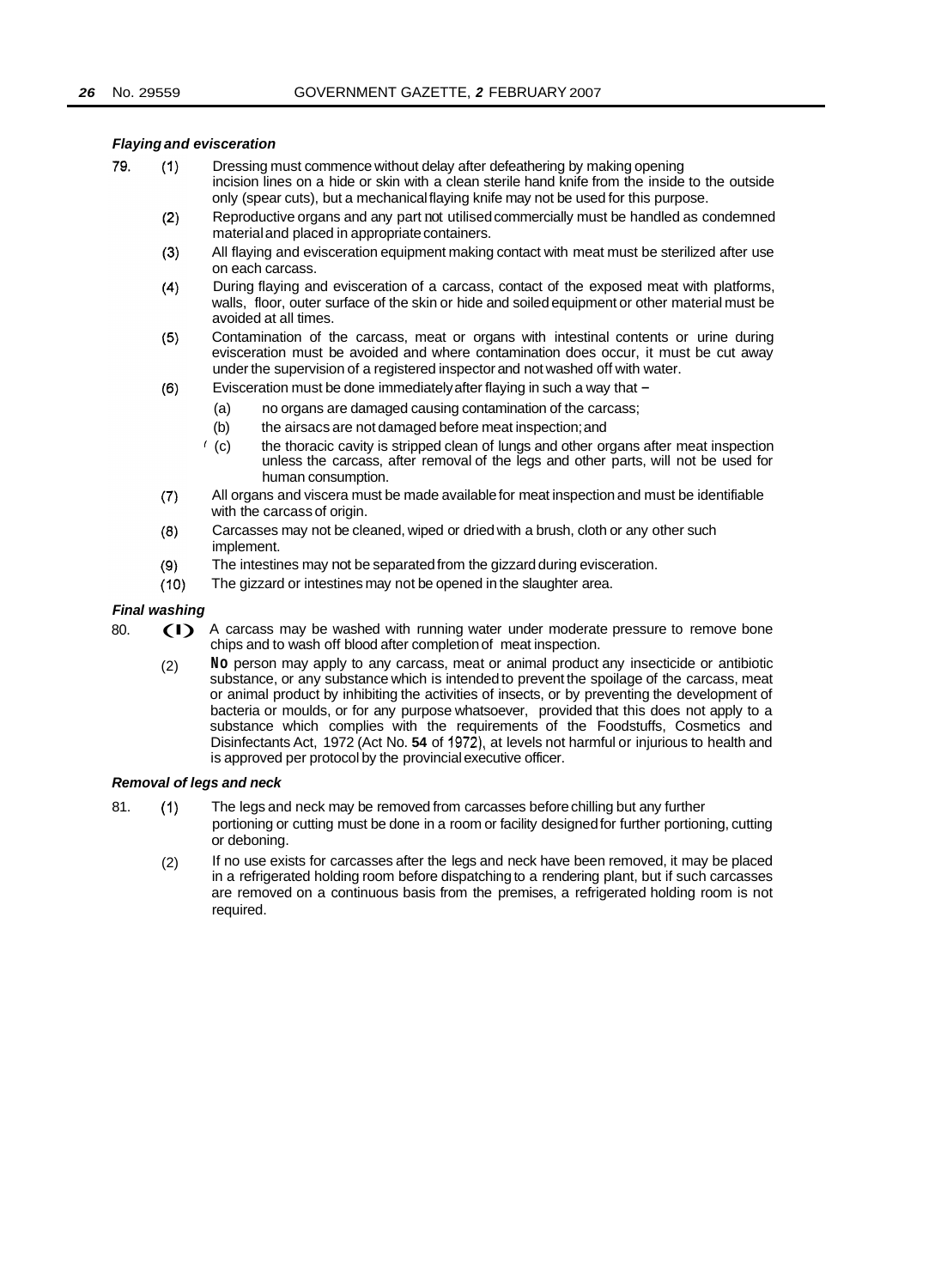***Flaying and evisceration***

79. (1) Dressing must commence without delay after defeathering by making opening incision lines on a hide or skin with a clean sterile hand knife from the inside to the outside only (spear cuts), but a mechanical flaying knife may not be used for this purpose.

(2) Reproductive organs and any part not utilised commercially must be handled as condemned material and placed in appropriate containers.

(3) All flaying and evisceration equipment making contact with meat must be sterilized after use on each carcass.

(4) During flaying and evisceration of a carcass, contact of the exposed meat with platforms, walls, floor, outer surface of the skin or hide and soiled equipment or other material must be avoided at all times.

(5) Contamination of the carcass, meat or organs with intestinal contents or urine during evisceration must be avoided and where contamination does occur, it must be cut away under the supervision of a registered inspector and not washed off with water.

(6) Evisceration must be done immediately after flaying in such a way that –

(a) no organs are damaged causing contamination of the carcass;

(b) the airsacs are not damaged before meat inspection; and

(c) the thoracic cavity is stripped clean of lungs and other organs after meat inspection unless the carcass, after removal of the legs and other parts, will not be used for human consumption.

(7) All organs and viscera must be made available for meat inspection and must be identifiable with the carcass of origin.

(8) Carcasses may not be cleaned, wiped or dried with a brush, cloth or any other such implement.

(9) The intestines may not be separated from the gizzard during evisceration.

(10) The gizzard or intestines may not be opened in the slaughter area.

***Final washing***

80. (1) A carcass may be washed with running water under moderate pressure to remove bone chips and to wash off blood after completion of meat inspection.

(2) No person may apply to any carcass, meat or animal product any insecticide or antibiotic substance, or any substance which is intended to prevent the spoilage of the carcass, meat or animal product by inhibiting the activities of insects, or by preventing the development of bacteria or moulds, or for any purpose whatsoever, provided that this does not apply to a substance which complies with the requirements of the Foodstuffs, Cosmetics and Disinfectants Act, 1972 (Act No. **54** of 1972), at levels not harmful or injurious to health and is approved per protocol by the provincial executive officer.

***Removal of legs and neck***

81. (1) The legs and neck may be removed from carcasses before chilling but any further portioning or cutting must be done in a room or facility designed for further portioning, cutting or deboning.

(2) If no use exists for carcasses after the legs and neck have been removed, it may be placed in a refrigerated holding room before dispatching to a rendering plant, but if such carcasses are removed on a continuous basis from the premises, a refrigerated holding room is not required.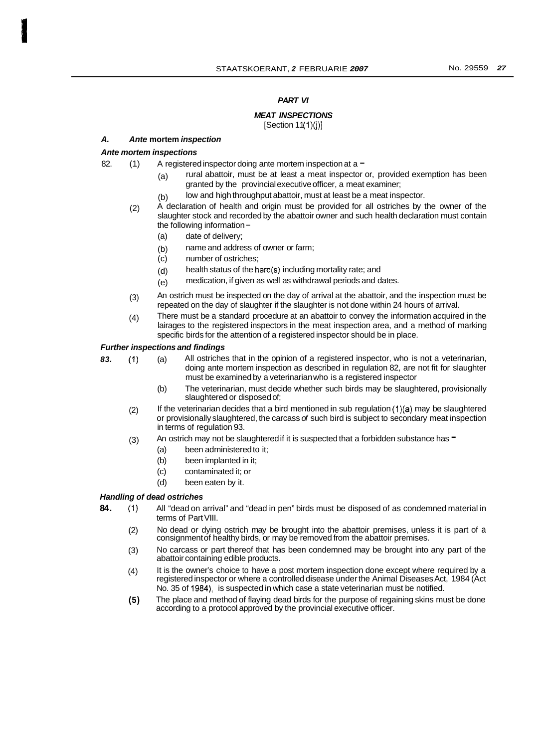## *PART VI*

### *MEAT INSPECTIONS*

[Section 11(1)(j)]

***A. Ante* mortem *inspection***

***Ante mortem inspections***

82. (1) A registered inspector doing ante mortem inspection at a –

(a) rural abattoir, must be at least a meat inspector or, provided exemption has been granted by the provincial executive officer, a meat examiner;

(b) low and high throughput abattoir, must at least be a meat inspector.

(2) A declaration of health and origin must be provided for all ostriches by the owner of the slaughter stock and recorded by the abattoir owner and such health declaration must contain the following information –

(a) date of delivery;

(b) name and address of owner or farm;

(c) number of ostriches;

(d) health status of the herd(s) including mortality rate; and

(e) medication, if given as well as withdrawal periods and dates.

(3) An ostrich must be inspected on the day of arrival at the abattoir, and the inspection must be repeated on the day of slaughter if the slaughter is not done within 24 hours of arrival.

(4) There must be a standard procedure at an abattoir to convey the information acquired in the lairages to the registered inspectors in the meat inspection area, and a method of marking specific birds for the attention of a registered inspector should be in place.

***Further inspections and findings***

**83.** (1) (a) All ostriches that in the opinion of a registered inspector, who is not a veterinarian, doing ante mortem inspection as described in regulation 82, are not fit for slaughter must be examined by a veterinarian who is a registered inspector

(b) The veterinarian, must decide whether such birds may be slaughtered, provisionally slaughtered or disposed of;

(2) If the veterinarian decides that a bird mentioned in sub regulation (1)(a) may be slaughtered or provisionally slaughtered, the carcass *of* such bird is subject to secondary meat inspection in terms of regulation 93.

(3) An ostrich may not be slaughtered if it is suspected that a forbidden substance has –

(a) been administered to it;

(b) been implanted in it;

(c) contaminated it; or

(d) been eaten by it.

***Handling of dead ostriches***

**84.** (1) All "dead on arrival" and "dead in pen" birds must be disposed of as condemned material in terms of Part VIII.

(2) No dead or dying ostrich may be brought into the abattoir premises, unless it is part of a consignment of healthy birds, or may be removed from the abattoir premises.

(3) No carcass or part thereof that has been condemned may be brought into any part of the abattoir containing edible products.

(4) It is the owner's choice to have a post mortem inspection done except where required by a registered inspector or where a controlled disease under the Animal Diseases Act, 1984 (Act No. 35 of 1984), is suspected in which case a state veterinarian must be notified.

**(5)** The place and method of flaying dead birds for the purpose of regaining skins must be done according to a protocol approved by the provincial executive officer.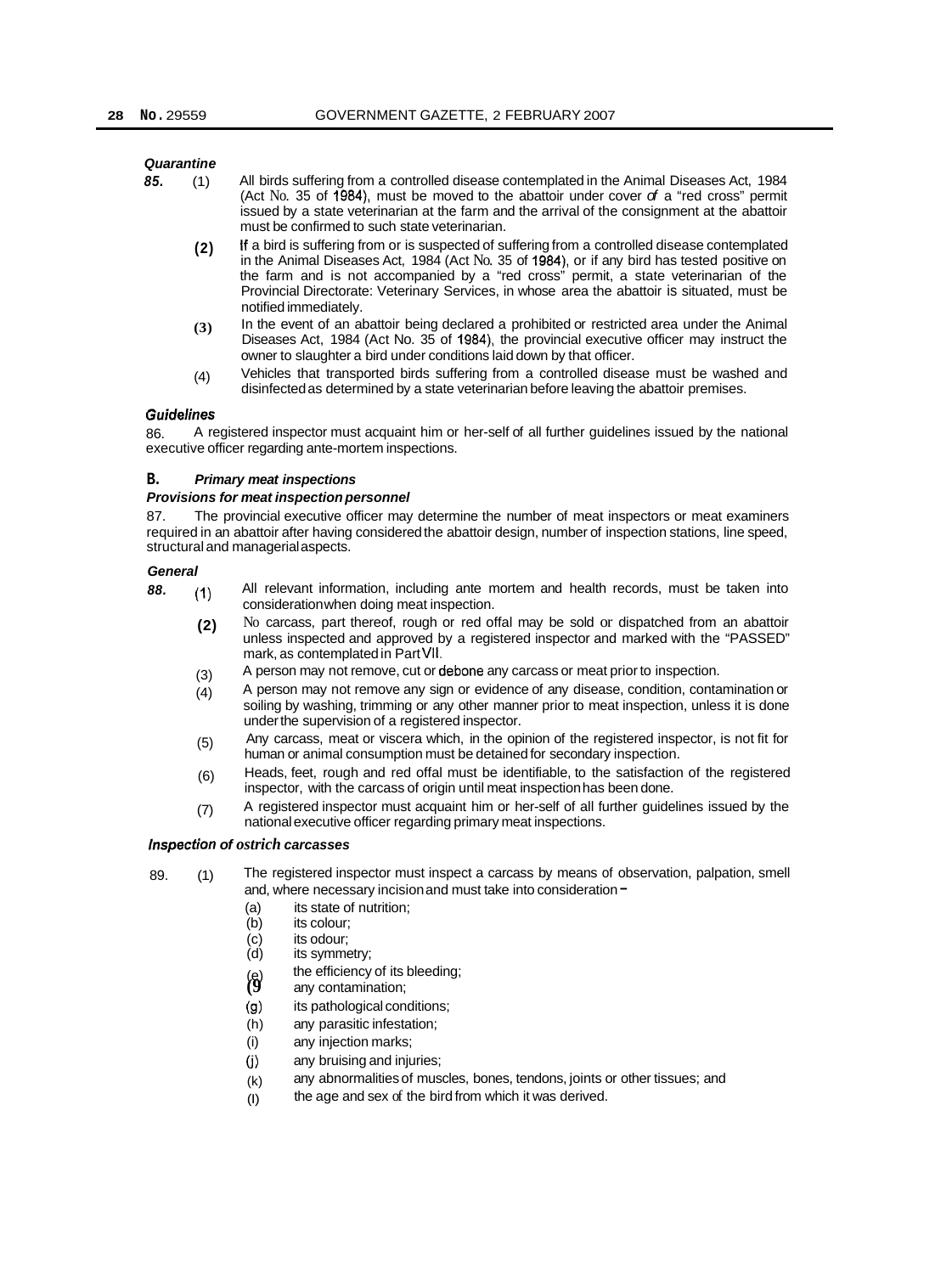***Quarantine***

**85.** (1) All birds suffering from a controlled disease contemplated in the Animal Diseases Act, 1984 (Act No. 35 of 1984), must be moved to the abattoir under cover of a "red cross" permit issued by a state veterinarian at the farm and the arrival of the consignment at the abattoir must be confirmed to such state veterinarian.

(2) If a bird is suffering from or is suspected of suffering from a controlled disease contemplated in the Animal Diseases Act, 1984 (Act No. 35 of 1984), or if any bird has tested positive on the farm and is not accompanied by a "red cross" permit, a state veterinarian of the Provincial Directorate: Veterinary Services, in whose area the abattoir is situated, must be notified immediately.

(3) In the event of an abattoir being declared a prohibited or restricted area under the Animal Diseases Act, 1984 (Act No. 35 of 1984), the provincial executive officer may instruct the owner to slaughter a bird under conditions laid down by that officer.

(4) Vehicles that transported birds suffering from a controlled disease must be washed and disinfected as determined by a state veterinarian before leaving the abattoir premises.

***Guidelines***

86. A registered inspector must acquaint him or her-self of all further guidelines issued by the national executive officer regarding ante-mortem inspections.

## B. *Primary meat inspections*

***Provisions for meat inspection personnel***

87. The provincial executive officer may determine the number of meat inspectors or meat examiners required in an abattoir after having considered the abattoir design, number of inspection stations, line speed, structural and managerial aspects.

***General***

**88.** (1) All relevant information, including ante mortem and health records, must be taken into consideration when doing meat inspection.

(2) No carcass, part thereof, rough or red offal may be sold or dispatched from an abattoir unless inspected and approved by a registered inspector and marked with the "PASSED" mark, as contemplated in Part VII.

(3) A person may not remove, cut or debone any carcass or meat prior to inspection.

(4) A person may not remove any sign or evidence of any disease, condition, contamination or soiling by washing, trimming or any other manner prior to meat inspection, unless it is done under the supervision of a registered inspector.

(5) Any carcass, meat or viscera which, in the opinion of the registered inspector, is not fit for human or animal consumption must be detained for secondary inspection.

(6) Heads, feet, rough and red offal must be identifiable, to the satisfaction of the registered inspector, with the carcass of origin until meat inspection has been done.

(7) A registered inspector must acquaint him or her-self of all further guidelines issued by the national executive officer regarding primary meat inspections.

***Inspection of ostrich carcasses***

89. (1) The registered inspector must inspect a carcass by means of observation, palpation, smell and, where necessary incision and must take into consideration –

(a) its state of nutrition;
(b) its colour;
(c) its odour;
(d) its symmetry;
(e) the efficiency of its bleeding;
(f) any contamination;
(g) its pathological conditions;
(h) any parasitic infestation;
(i) any injection marks;
(j) any bruising and injuries;
(k) any abnormalities of muscles, bones, tendons, joints or other tissues; and
(l) the age and sex of the bird from which it was derived.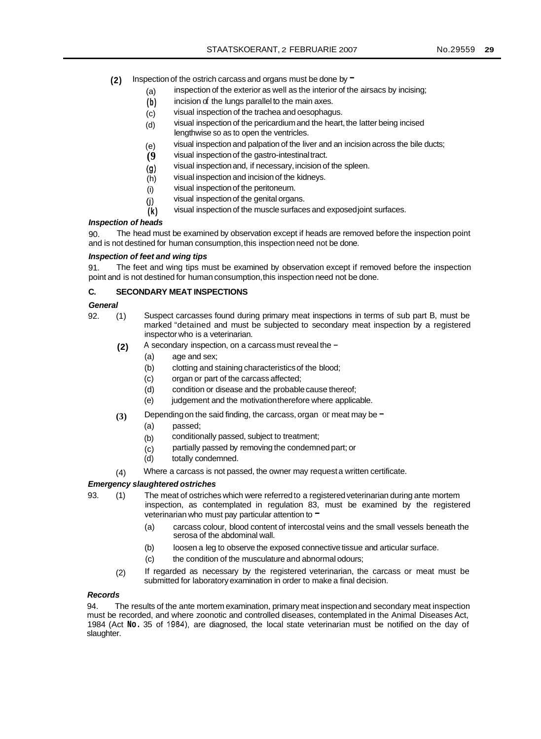(2) Inspection of the ostrich carcass and organs must be done by –

(a) inspection of the exterior as well as the interior of the airsacs by incising;

(b) incision of the lungs parallel to the main axes.

(c) visual inspection of the trachea and oesophagus.

(d) visual inspection of the pericardium and the heart, the latter being incised lengthwise so as to open the ventricles.

(e) visual inspection and palpation of the liver and an incision across the bile ducts;

(f) visual inspection of the gastro-intestinal tract.

(g) visual inspection and, if necessary, incision of the spleen.

(h) visual inspection and incision of the kidneys.

(i) visual inspection of the peritoneum.

(j) visual inspection of the genital organs.

(k) visual inspection of the muscle surfaces and exposed joint surfaces.

***Inspection of heads***

90. The head must be examined by observation except if heads are removed before the inspection point and is not destined for human consumption, this inspection need not be done.

***Inspection of feet and wing tips***

91. The feet and wing tips must be examined by observation except if removed before the inspection point and is not destined for human consumption, this inspection need not be done.

**C. SECONDARY MEAT INSPECTIONS**

***General***

92. (1) Suspect carcasses found during primary meat inspections in terms of sub part B, must be marked "detained and must be subjected to secondary meat inspection by a registered inspector who is a veterinarian.

(2) A secondary inspection, on a carcass must reveal the –

(a) age and sex;

(b) clotting and staining characteristics of the blood;

(c) organ or part of the carcass affected;

(d) condition or disease and the probable cause thereof;

(e) judgement and the motivation therefore where applicable.

(3) Depending on the said finding, the carcass, organ or meat may be –

(a) passed;

(b) conditionally passed, subject to treatment;

(c) partially passed by removing the condemned part; or

(d) totally condemned.

(4) Where a carcass is not passed, the owner may request a written certificate.

***Emergency slaughtered ostriches***

93. (1) The meat of ostriches which were referred to a registered veterinarian during ante mortem inspection, as contemplated in regulation 83, must be examined by the registered veterinarian who must pay particular attention to –

(a) carcass colour, blood content of intercostal veins and the small vessels beneath the serosa of the abdominal wall.

(b) loosen a leg to observe the exposed connective tissue and articular surface.

(c) the condition of the musculature and abnormal odours;

(2) If regarded as necessary by the registered veterinarian, the carcass or meat must be submitted for laboratory examination in order to make a final decision.

***Records***

94. The results of the ante mortem examination, primary meat inspection and secondary meat inspection must be recorded, and where zoonotic and controlled diseases, contemplated in the Animal Diseases Act, 1984 (Act No. 35 of 1984), are diagnosed, the local state veterinarian must be notified on the day of slaughter.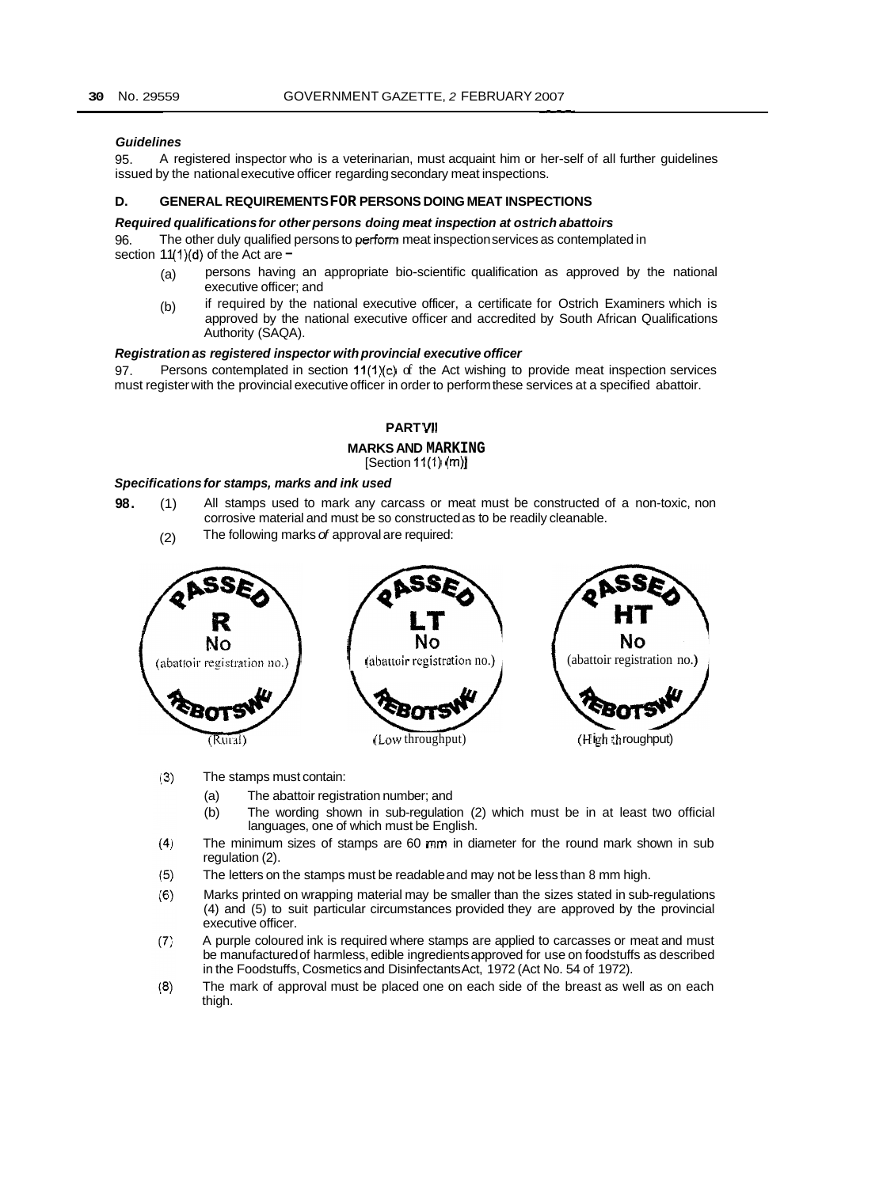***Guidelines***

95. A registered inspector who is a veterinarian, must acquaint him or her-self of all further guidelines issued by the national executive officer regarding secondary meat inspections.

**D. GENERAL REQUIREMENTS FOR PERSONS DOING MEAT INSPECTIONS**

***Required qualifications for other persons doing meat inspection at ostrich abattoirs***

96. The other duly qualified persons to perform meat inspection services as contemplated in section 11(1)(d) of the Act are –

(a) persons having an appropriate bio-scientific qualification as approved by the national executive officer; and

(b) if required by the national executive officer, a certificate for Ostrich Examiners which is approved by the national executive officer and accredited by South African Qualifications Authority (SAQA).

***Registration as registered inspector with provincial executive officer***

97. Persons contemplated in section 11(1)(c) of the Act wishing to provide meat inspection services must register with the provincial executive officer in order to perform these services at a specified abattoir.

**PART VII**

**MARKS AND MARKING**

[Section 11(1)(m)]

***Specifications for stamps, marks and ink used***

**98.** (1) All stamps used to mark any carcass or meat must be constructed of a non-toxic, non corrosive material and must be so constructed as to be readily cleanable.

(2) The following marks of approval are required:

PASSED R No (abattoir registration no.) REBOTSWE (Rural)

PASSED LT No (abattoir registration no.) REBOTSWE (Low throughput)

PASSED HT No (abattoir registration no.) REBOTSWE (High throughput)

(3) The stamps must contain:

(a) The abattoir registration number; and

(b) The wording shown in sub-regulation (2) which must be in at least two official languages, one of which must be English.

(4) The minimum sizes of stamps are 60 mm in diameter for the round mark shown in sub regulation (2).

(5) The letters on the stamps must be readable and may not be less than 8 mm high.

(6) Marks printed on wrapping material may be smaller than the sizes stated in sub-regulations (4) and (5) to suit particular circumstances provided they are approved by the provincial executive officer.

(7) A purple coloured ink is required where stamps are applied to carcasses or meat and must be manufactured of harmless, edible ingredients approved for use on foodstuffs as described in the Foodstuffs, Cosmetics and Disinfectants Act, 1972 (Act No. 54 of 1972).

(8) The mark of approval must be placed one on each side of the breast as well as on each thigh.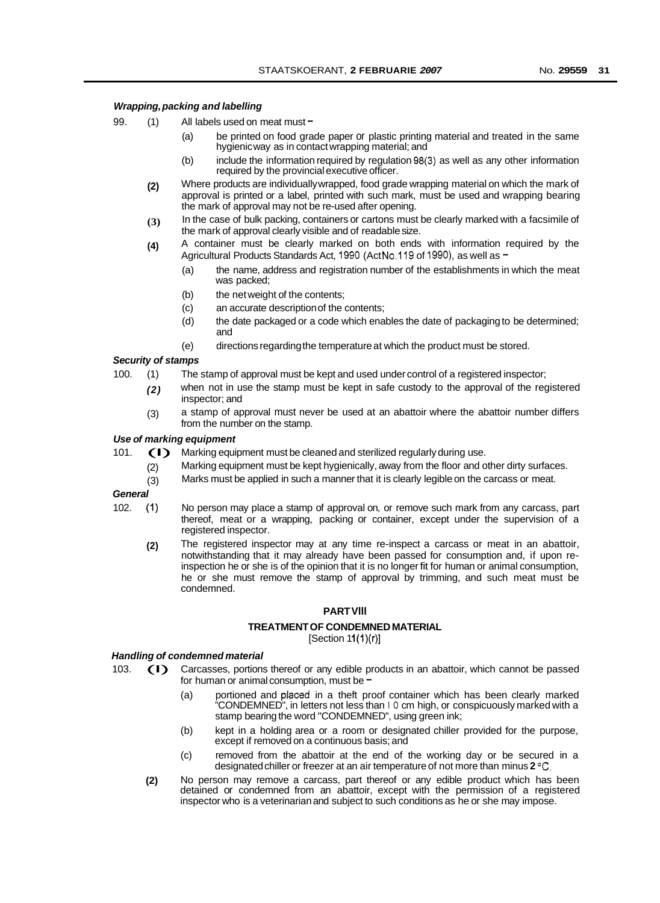#### *Wrapping, packing and labelling*

99. (1) All labels used on meat must –

    (a) be printed on food grade paper or plastic printing material and treated in the same hygienic way as in contact wrapping material; and

    (b) include the information required by regulation 98(3) as well as any other information required by the provincial executive officer.

    (2) Where products are individually wrapped, food grade wrapping material on which the mark of approval is printed or a label, printed with such mark, must be used and wrapping bearing the mark of approval may not be re-used after opening.

    (3) In the case of bulk packing, containers or cartons must be clearly marked with a facsimile of the mark of approval clearly visible and of readable size.

    (4) A container must be clearly marked on both ends with information required by the Agricultural Products Standards Act, 1990 (Act No. 119 of 1990), as well as –

    (a) the name, address and registration number of the establishments in which the meat was packed;

    (b) the net weight of the contents;

    (c) an accurate description of the contents;

    (d) the date packaged or a code which enables the date of packaging to be determined; and

    (e) directions regarding the temperature at which the product must be stored.

#### *Security of stamps*

100. (1) The stamp of approval must be kept and used under control of a registered inspector;

    (2) when not in use the stamp must be kept in safe custody to the approval of the registered inspector; and

    (3) a stamp of approval must never be used at an abattoir where the abattoir number differs from the number on the stamp.

#### *Use of marking equipment*

101. (1) Marking equipment must be cleaned and sterilized regularly during use.

    (2) Marking equipment must be kept hygienically, away from the floor and other dirty surfaces.

    (3) Marks must be applied in such a manner that it is clearly legible on the carcass or meat.

#### *General*

102. (1) No person may place a stamp of approval on, or remove such mark from any carcass, part thereof, meat or a wrapping, packing or container, except under the supervision of a registered inspector.

    (2) The registered inspector may at any time re-inspect a carcass or meat in an abattoir, notwithstanding that it may already have been passed for consumption and, if upon re-inspection he or she is of the opinion that it is no longer fit for human or animal consumption, he or she must remove the stamp of approval by trimming, and such meat must be condemned.

## PART VIII

## TREATMENT OF CONDEMNED MATERIAL

[Section 11(1)(r)]

#### *Handling of condemned material*

103. (1) Carcasses, portions thereof or any edible products in an abattoir, which cannot be passed for human or animal consumption, must be –

    (a) portioned and placed in a theft proof container which has been clearly marked "CONDEMNED", in letters not less than 10 cm high, or conspicuously marked with a stamp bearing the word "CONDEMNED", using green ink;

    (b) kept in a holding area or a room or designated chiller provided for the purpose, except if removed on a continuous basis; and

    (c) removed from the abattoir at the end of the working day or be secured in a designated chiller or freezer at an air temperature of not more than minus 2 °C.

    (2) No person may remove a carcass, part thereof or any edible product which has been detained or condemned from an abattoir, except with the permission of a registered inspector who is a veterinarian and subject to such conditions as he or she may impose.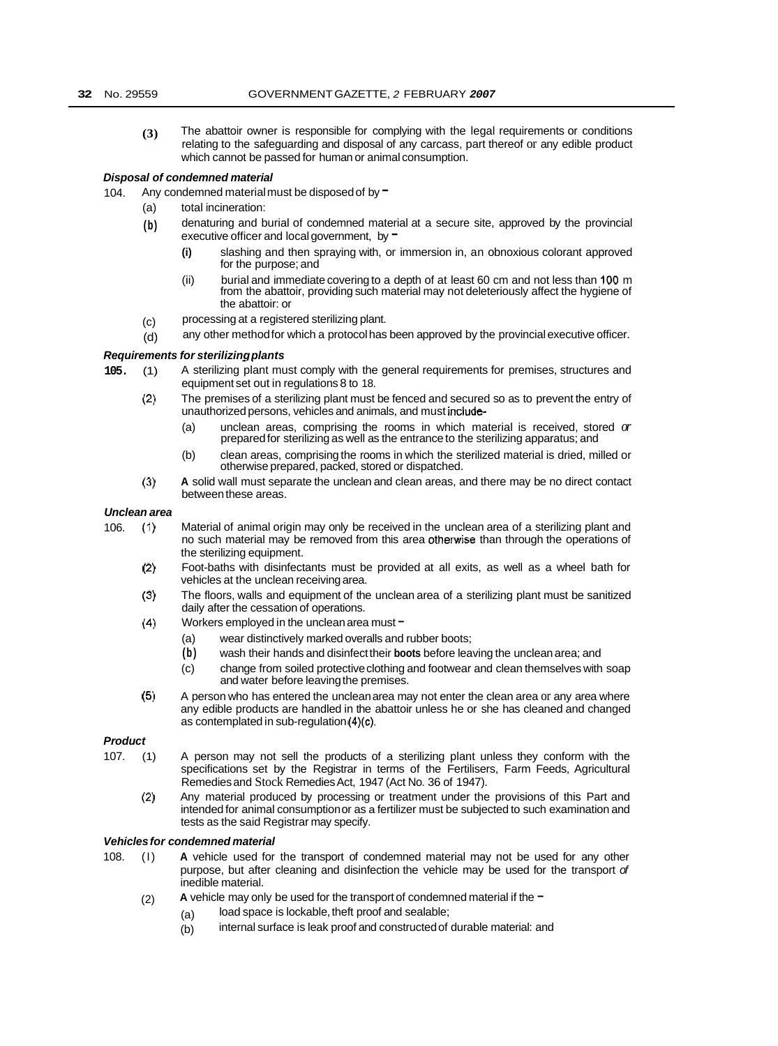(3) The abattoir owner is responsible for complying with the legal requirements or conditions relating to the safeguarding and disposal of any carcass, part thereof or any edible product which cannot be passed for human or animal consumption.

***Disposal of condemned material***

104. Any condemned material must be disposed of by –

(a) total incineration:

(b) denaturing and burial of condemned material at a secure site, approved by the provincial executive officer and local government, by –

(i) slashing and then spraying with, or immersion in, an obnoxious colorant approved for the purpose; and

(ii) burial and immediate covering to a depth of at least 60 cm and not less than 100 m from the abattoir, providing such material may not deleteriously affect the hygiene of the abattoir: or

(c) processing at a registered sterilizing plant.

(d) any other method for which a protocol has been approved by the provincial executive officer.

***Requirements for sterilizing plants***

**105.** (1) A sterilizing plant must comply with the general requirements for premises, structures and equipment set out in regulations 8 to 18.

(2) The premises of a sterilizing plant must be fenced and secured so as to prevent the entry of unauthorized persons, vehicles and animals, and must include-

(a) unclean areas, comprising the rooms in which material is received, stored or prepared for sterilizing as well as the entrance to the sterilizing apparatus; and

(b) clean areas, comprising the rooms in which the sterilized material is dried, milled or otherwise prepared, packed, stored or dispatched.

(3) **A** solid wall must separate the unclean and clean areas, and there may be no direct contact between these areas.

***Unclean area***

106. (1) Material of animal origin may only be received in the unclean area of a sterilizing plant and no such material may be removed from this area otherwise than through the operations of the sterilizing equipment.

(2) Foot-baths with disinfectants must be provided at all exits, as well as a wheel bath for vehicles at the unclean receiving area.

(3) The floors, walls and equipment of the unclean area of a sterilizing plant must be sanitized daily after the cessation of operations.

(4) Workers employed in the unclean area must –

(a) wear distinctively marked overalls and rubber boots;

(b) wash their hands and disinfect their **boots** before leaving the unclean area; and

(c) change from soiled protective clothing and footwear and clean themselves with soap and water before leaving the premises.

(5) A person who has entered the unclean area may not enter the clean area or any area where any edible products are handled in the abattoir unless he or she has cleaned and changed as contemplated in sub-regulation (4)(c).

***Product***

107. (1) A person may not sell the products of a sterilizing plant unless they conform with the specifications set by the Registrar in terms of the Fertilisers, Farm Feeds, Agricultural Remedies and Stock Remedies Act, 1947 (Act No. 36 of 1947).

(2) Any material produced by processing or treatment under the provisions of this Part and intended for animal consumption or as a fertilizer must be subjected to such examination and tests as the said Registrar may specify.

***Vehicles for condemned material***

108. (1) **A** vehicle used for the transport of condemned material may not be used for any other purpose, but after cleaning and disinfection the vehicle may be used for the transport of inedible material.

(2) **A** vehicle may only be used for the transport of condemned material if the –

(a) load space is lockable, theft proof and sealable;

(b) internal surface is leak proof and constructed of durable material: and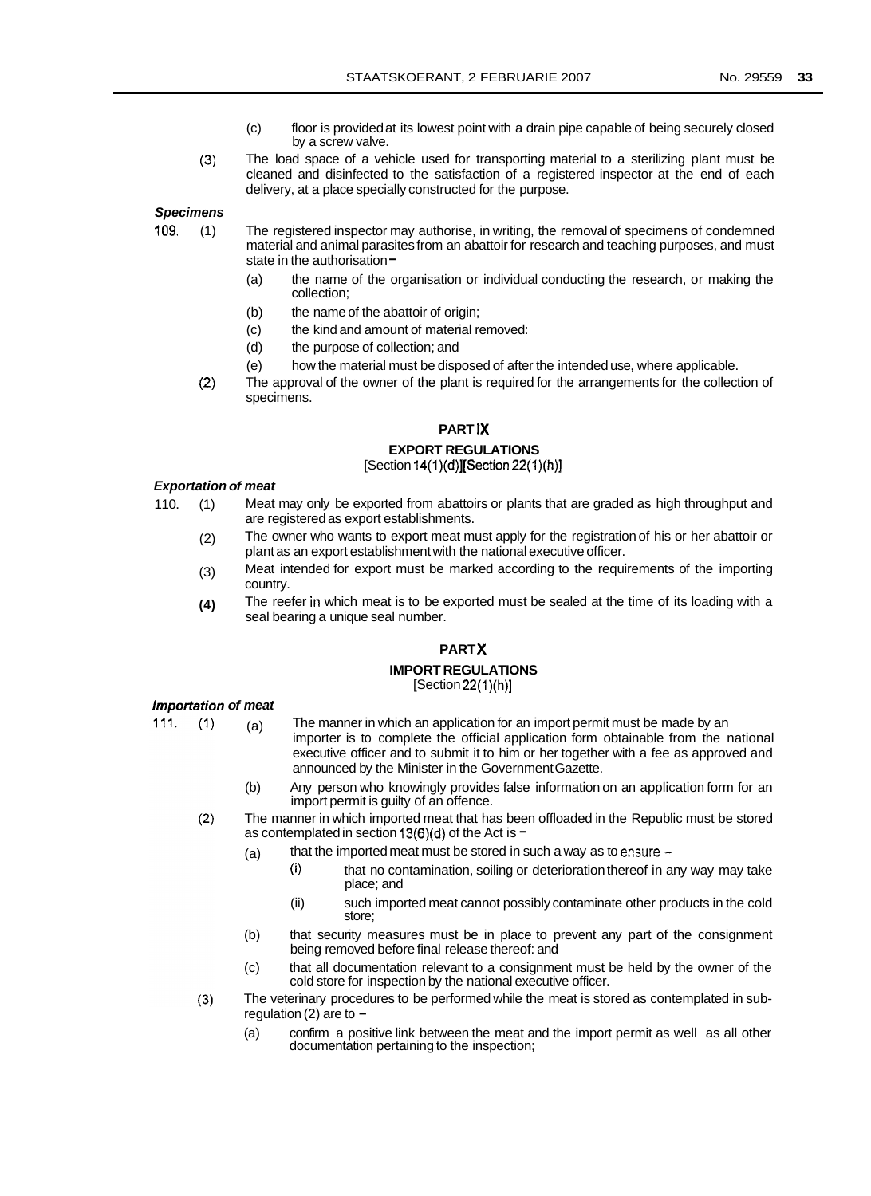(c) floor is provided at its lowest point with a drain pipe capable of being securely closed by a screw valve.

(3) The load space of a vehicle used for transporting material to a sterilizing plant must be cleaned and disinfected to the satisfaction of a registered inspector at the end of each delivery, at a place specially constructed for the purpose.

***Specimens***

109. (1) The registered inspector may authorise, in writing, the removal of specimens of condemned material and animal parasites from an abattoir for research and teaching purposes, and must state in the authorisation –

(a) the name of the organisation or individual conducting the research, or making the collection;

(b) the name of the abattoir of origin;

(c) the kind and amount of material removed:

(d) the purpose of collection; and

(e) how the material must be disposed of after the intended use, where applicable.

(2) The approval of the owner of the plant is required for the arrangements for the collection of specimens.

## PART IX

## EXPORT REGULATIONS

[Section 14(1)(d)][Section 22(1)(h)]

***Exportation of meat***

110. (1) Meat may only be exported from abattoirs or plants that are graded as high throughput and are registered as export establishments.

(2) The owner who wants to export meat must apply for the registration of his or her abattoir or plant as an export establishment with the national executive officer.

(3) Meat intended for export must be marked according to the requirements of the importing country.

(4) The reefer in which meat is to be exported must be sealed at the time of its loading with a seal bearing a unique seal number.

## PART X

## IMPORT REGULATIONS

[Section 22(1)(h)]

***Importation of meat***

111. (1) (a) The manner in which an application for an import permit must be made by an importer is to complete the official application form obtainable from the national executive officer and to submit it to him or her together with a fee as approved and announced by the Minister in the Government Gazette.

(b) Any person who knowingly provides false information on an application form for an import permit is guilty of an offence.

(2) The manner in which imported meat that has been offloaded in the Republic must be stored as contemplated in section 13(6)(d) of the Act is –

(a) that the imported meat must be stored in such a way as to ensure –

(i) that no contamination, soiling or deterioration thereof in any way may take place; and

(ii) such imported meat cannot possibly contaminate other products in the cold store;

(b) that security measures must be in place to prevent any part of the consignment being removed before final release thereof: and

(c) that all documentation relevant to a consignment must be held by the owner of the cold store for inspection by the national executive officer.

(3) The veterinary procedures to be performed while the meat is stored as contemplated in sub-regulation (2) are to –

(a) confirm a positive link between the meat and the import permit as well as all other documentation pertaining to the inspection;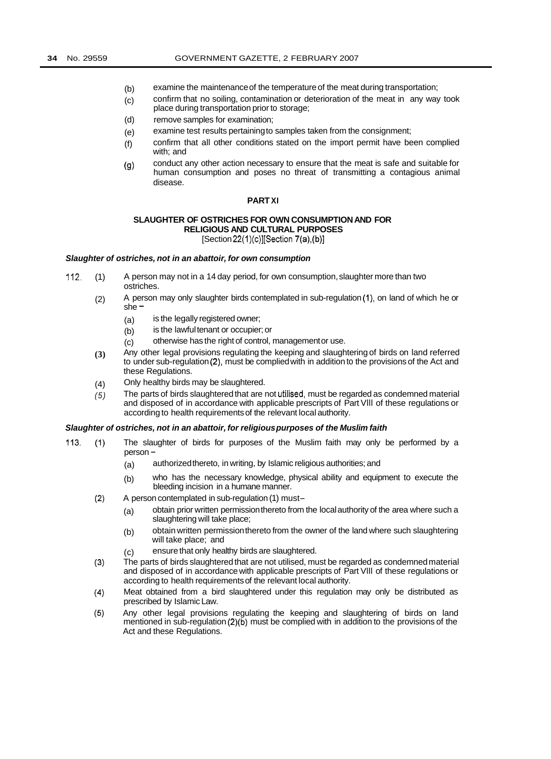(b) examine the maintenance of the temperature of the meat during transportation;

(c) confirm that no soiling, contamination or deterioration of the meat in any way took place during transportation prior to storage;

(d) remove samples for examination;

(e) examine test results pertaining to samples taken from the consignment;

(f) confirm that all other conditions stated on the import permit have been complied with; and

(g) conduct any other action necessary to ensure that the meat is safe and suitable for human consumption and poses no threat of transmitting a contagious animal disease.

**PART XI**

**SLAUGHTER OF OSTRICHES FOR OWN CONSUMPTION AND FOR RELIGIOUS AND CULTURAL PURPOSES**
[Section 22(1)(c)][Section 7(a),(b)]

***Slaughter of ostriches, not in an abattoir, for own consumption***

112. (1) A person may not in a 14 day period, for own consumption, slaughter more than two ostriches.

(2) A person may only slaughter birds contemplated in sub-regulation (1), on land of which he or she –

(a) is the legally registered owner;

(b) is the lawful tenant or occupier; or

(c) otherwise has the right of control, management or use.

(3) Any other legal provisions regulating the keeping and slaughtering of birds on land referred to under sub-regulation (2), must be complied with in addition to the provisions of the Act and these Regulations.

(4) Only healthy birds may be slaughtered.

(5) The parts of birds slaughtered that are not utilised, must be regarded as condemned material and disposed of in accordance with applicable prescripts of Part VIII of these regulations or according to health requirements of the relevant local authority.

***Slaughter of ostriches, not in an abattoir, for religious purposes of the Muslim faith***

113. (1) The slaughter of birds for purposes of the Muslim faith may only be performed by a person –

(a) authorized thereto, in writing, by Islamic religious authorities; and

(b) who has the necessary knowledge, physical ability and equipment to execute the bleeding incision in a humane manner.

(2) A person contemplated in sub-regulation (1) must –

(a) obtain prior written permission thereto from the local authority of the area where such a slaughtering will take place;

(b) obtain written permission thereto from the owner of the land where such slaughtering will take place; and

(c) ensure that only healthy birds are slaughtered.

(3) The parts of birds slaughtered that are not utilised, must be regarded as condemned material and disposed of in accordance with applicable prescripts of Part VIII of these regulations or according to health requirements of the relevant local authority.

(4) Meat obtained from a bird slaughtered under this regulation may only be distributed as prescribed by Islamic Law.

(5) Any other legal provisions regulating the keeping and slaughtering of birds on land mentioned in sub-regulation (2)(b) must be complied with in addition to the provisions of the Act and these Regulations.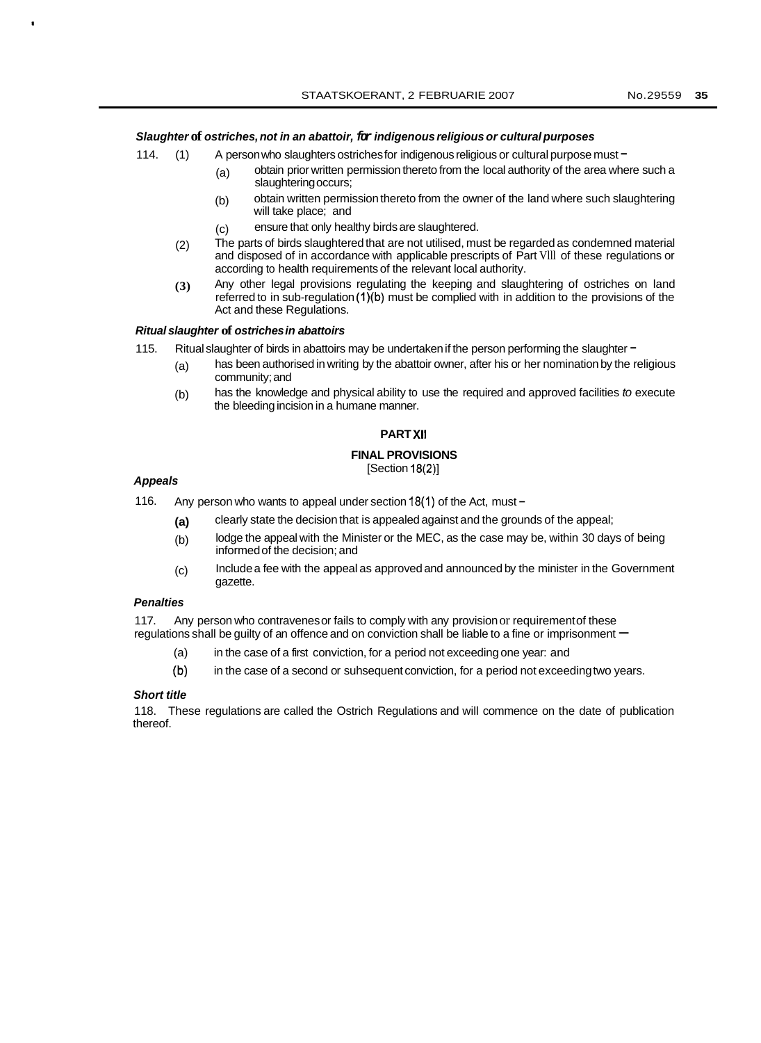***Slaughter of ostriches, not in an abattoir, for indigenous religious or cultural purposes***

114. (1) A person who slaughters ostriches for indigenous religious or cultural purpose must –

(a) obtain prior written permission thereto from the local authority of the area where such a slaughtering occurs;

(b) obtain written permission thereto from the owner of the land where such slaughtering will take place; and

(c) ensure that only healthy birds are slaughtered.

(2) The parts of birds slaughtered that are not utilised, must be regarded as condemned material and disposed of in accordance with applicable prescripts of Part VIII of these regulations or according to health requirements of the relevant local authority.

(3) Any other legal provisions regulating the keeping and slaughtering of ostriches on land referred to in sub-regulation (1)(b) must be complied with in addition to the provisions of the Act and these Regulations.

***Ritual slaughter of ostriches in abattoirs***

115. Ritual slaughter of birds in abattoirs may be undertaken if the person performing the slaughter –

(a) has been authorised in writing by the abattoir owner, after his or her nomination by the religious community; and

(b) has the knowledge and physical ability to use the required and approved facilities *to* execute the bleeding incision in a humane manner.

## PART XII

## FINAL PROVISIONS

[Section 18(2)]

***Appeals***

116. Any person who wants to appeal under section 18(1) of the Act, must –

**(a)** clearly state the decision that is appealed against and the grounds of the appeal;

(b) lodge the appeal with the Minister or the MEC, as the case may be, within 30 days of being informed of the decision; and

(c) Include a fee with the appeal as approved and announced by the minister in the Government gazette.

***Penalties***

117. Any person who contravenes or fails to comply with any provision or requirement of these regulations shall be guilty of an offence and on conviction shall be liable to a fine or imprisonment –

(a) in the case of a first conviction, for a period not exceeding one year: and

(b) in the case of a second or suhsequent conviction, for a period not exceeding two years.

***Short title***

118. These regulations are called the Ostrich Regulations and will commence on the date of publication thereof.